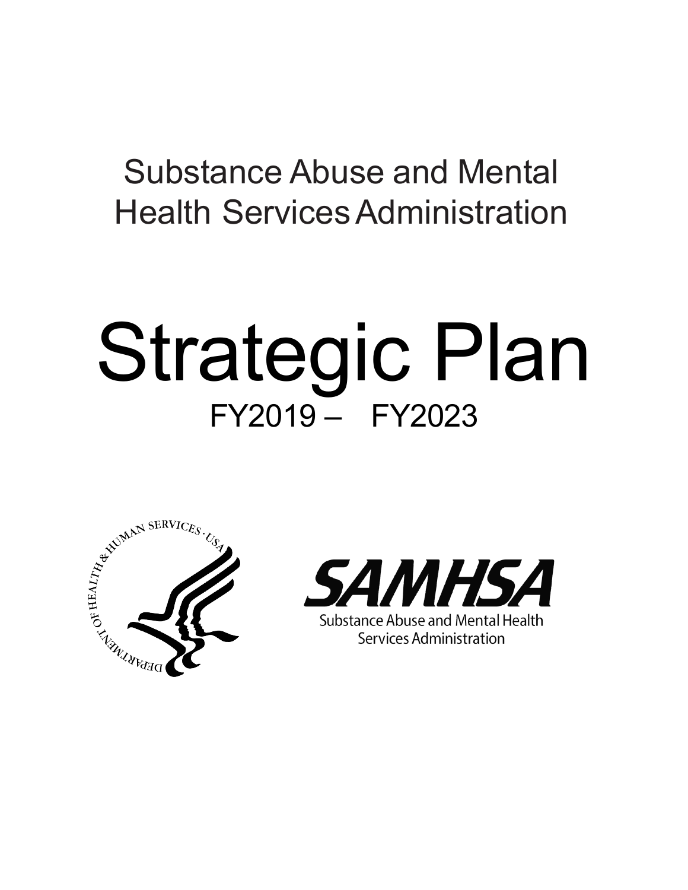Substance Abuse and Mental Health Services Administration

# Strategic Plan

## FY2019 – FY2023

SAMHSA

Substance Abuse and Mental Health Services Administration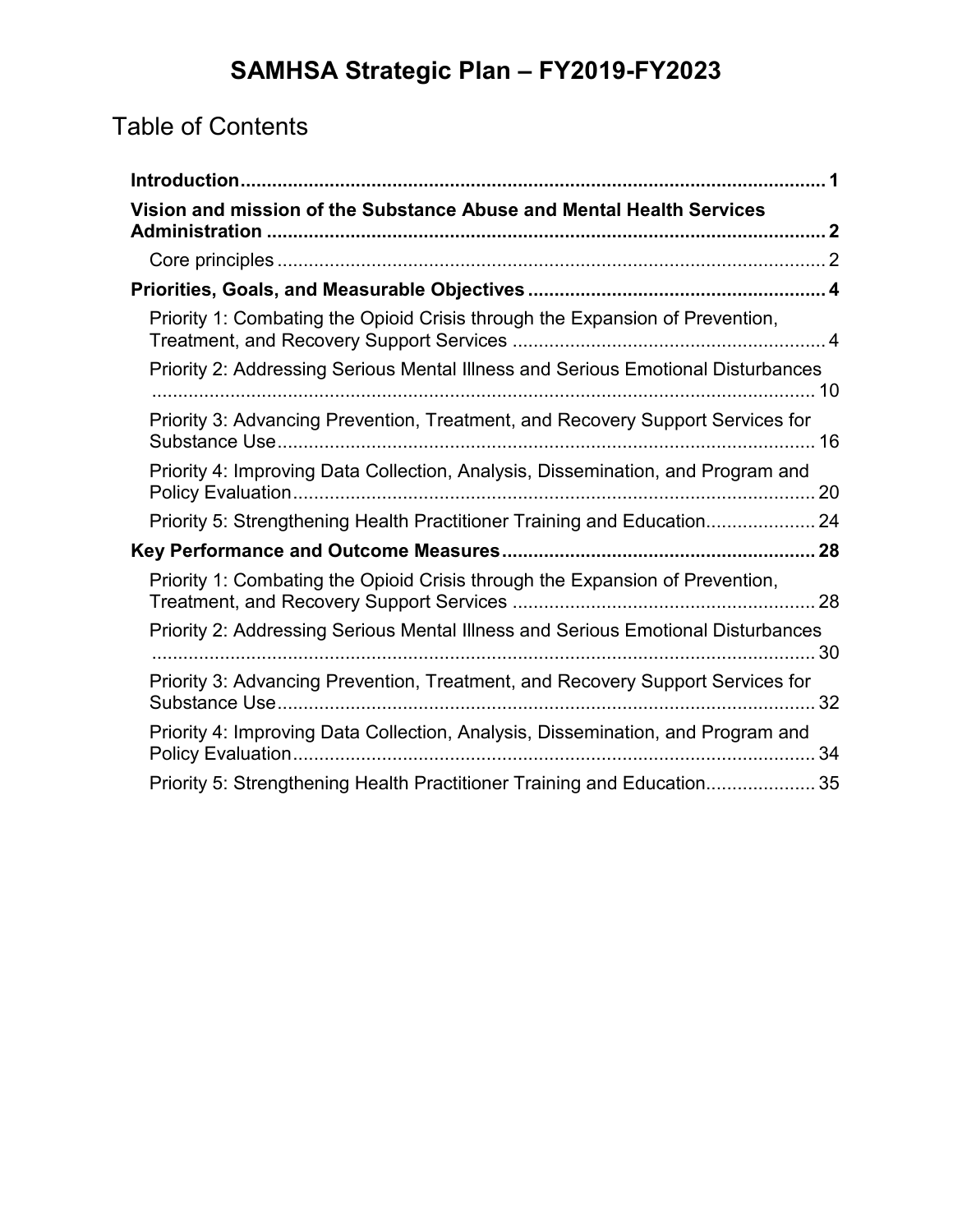# SAMHSA Strategic Plan – FY2019-FY2023

## Table of Contents

**Introduction** ........ **1**

**Vision and mission of the Substance Abuse and Mental Health Services Administration** ........ **2**

- Core principles ........ 2

**Priorities, Goals, and Measurable Objectives** ........ **4**

- Priority 1: Combating the Opioid Crisis through the Expansion of Prevention, Treatment, and Recovery Support Services ........ 4
- Priority 2: Addressing Serious Mental Illness and Serious Emotional Disturbances ........ 10
- Priority 3: Advancing Prevention, Treatment, and Recovery Support Services for Substance Use ........ 16
- Priority 4: Improving Data Collection, Analysis, Dissemination, and Program and Policy Evaluation ........ 20
- Priority 5: Strengthening Health Practitioner Training and Education ........ 24

**Key Performance and Outcome Measures** ........ **28**

- Priority 1: Combating the Opioid Crisis through the Expansion of Prevention, Treatment, and Recovery Support Services ........ 28
- Priority 2: Addressing Serious Mental Illness and Serious Emotional Disturbances ........ 30
- Priority 3: Advancing Prevention, Treatment, and Recovery Support Services for Substance Use ........ 32
- Priority 4: Improving Data Collection, Analysis, Dissemination, and Program and Policy Evaluation ........ 34
- Priority 5: Strengthening Health Practitioner Training and Education ........ 35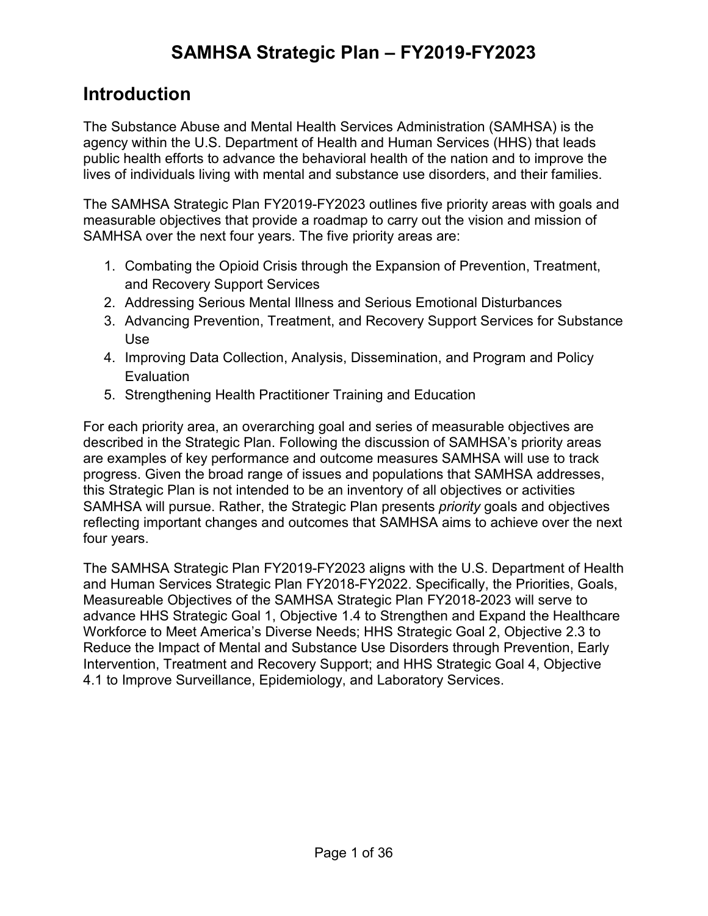# SAMHSA Strategic Plan – FY2019-FY2023

## Introduction

The Substance Abuse and Mental Health Services Administration (SAMHSA) is the agency within the U.S. Department of Health and Human Services (HHS) that leads public health efforts to advance the behavioral health of the nation and to improve the lives of individuals living with mental and substance use disorders, and their families.

The SAMHSA Strategic Plan FY2019-FY2023 outlines five priority areas with goals and measurable objectives that provide a roadmap to carry out the vision and mission of SAMHSA over the next four years. The five priority areas are:

1. Combating the Opioid Crisis through the Expansion of Prevention, Treatment, and Recovery Support Services
2. Addressing Serious Mental Illness and Serious Emotional Disturbances
3. Advancing Prevention, Treatment, and Recovery Support Services for Substance Use
4. Improving Data Collection, Analysis, Dissemination, and Program and Policy Evaluation
5. Strengthening Health Practitioner Training and Education

For each priority area, an overarching goal and series of measurable objectives are described in the Strategic Plan. Following the discussion of SAMHSA's priority areas are examples of key performance and outcome measures SAMHSA will use to track progress. Given the broad range of issues and populations that SAMHSA addresses, this Strategic Plan is not intended to be an inventory of all objectives or activities SAMHSA will pursue. Rather, the Strategic Plan presents *priority* goals and objectives reflecting important changes and outcomes that SAMHSA aims to achieve over the next four years.

The SAMHSA Strategic Plan FY2019-FY2023 aligns with the U.S. Department of Health and Human Services Strategic Plan FY2018-FY2022. Specifically, the Priorities, Goals, Measureable Objectives of the SAMHSA Strategic Plan FY2018-2023 will serve to advance HHS Strategic Goal 1, Objective 1.4 to Strengthen and Expand the Healthcare Workforce to Meet America's Diverse Needs; HHS Strategic Goal 2, Objective 2.3 to Reduce the Impact of Mental and Substance Use Disorders through Prevention, Early Intervention, Treatment and Recovery Support; and HHS Strategic Goal 4, Objective 4.1 to Improve Surveillance, Epidemiology, and Laboratory Services.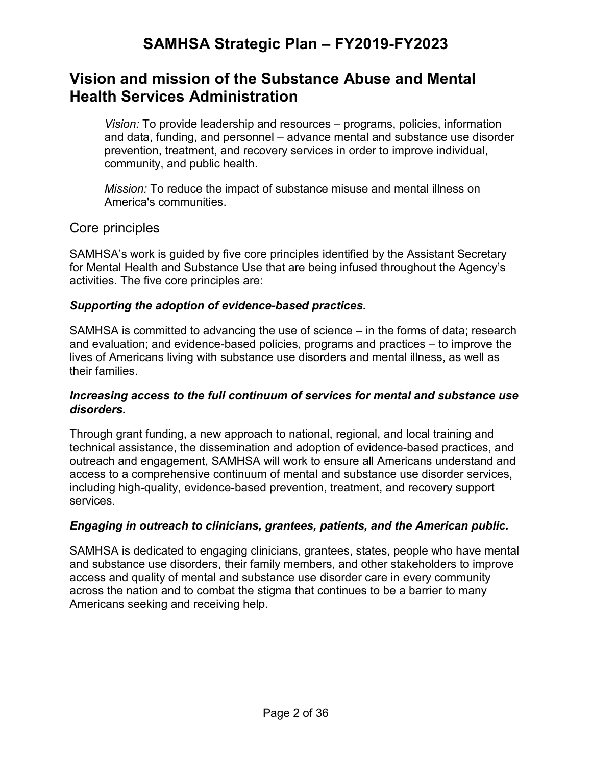## Vision and mission of the Substance Abuse and Mental Health Services Administration

> *Vision:* To provide leadership and resources – programs, policies, information and data, funding, and personnel – advance mental and substance use disorder prevention, treatment, and recovery services in order to improve individual, community, and public health.
>
> *Mission:* To reduce the impact of substance misuse and mental illness on America's communities.

### Core principles

SAMHSA's work is guided by five core principles identified by the Assistant Secretary for Mental Health and Substance Use that are being infused throughout the Agency's activities. The five core principles are:

#### ***Supporting the adoption of evidence-based practices.***

SAMHSA is committed to advancing the use of science – in the forms of data; research and evaluation; and evidence-based policies, programs and practices – to improve the lives of Americans living with substance use disorders and mental illness, as well as their families.

#### ***Increasing access to the full continuum of services for mental and substance use disorders.***

Through grant funding, a new approach to national, regional, and local training and technical assistance, the dissemination and adoption of evidence-based practices, and outreach and engagement, SAMHSA will work to ensure all Americans understand and access to a comprehensive continuum of mental and substance use disorder services, including high-quality, evidence-based prevention, treatment, and recovery support services.

#### ***Engaging in outreach to clinicians, grantees, patients, and the American public.***

SAMHSA is dedicated to engaging clinicians, grantees, states, people who have mental and substance use disorders, their family members, and other stakeholders to improve access and quality of mental and substance use disorder care in every community across the nation and to combat the stigma that continues to be a barrier to many Americans seeking and receiving help.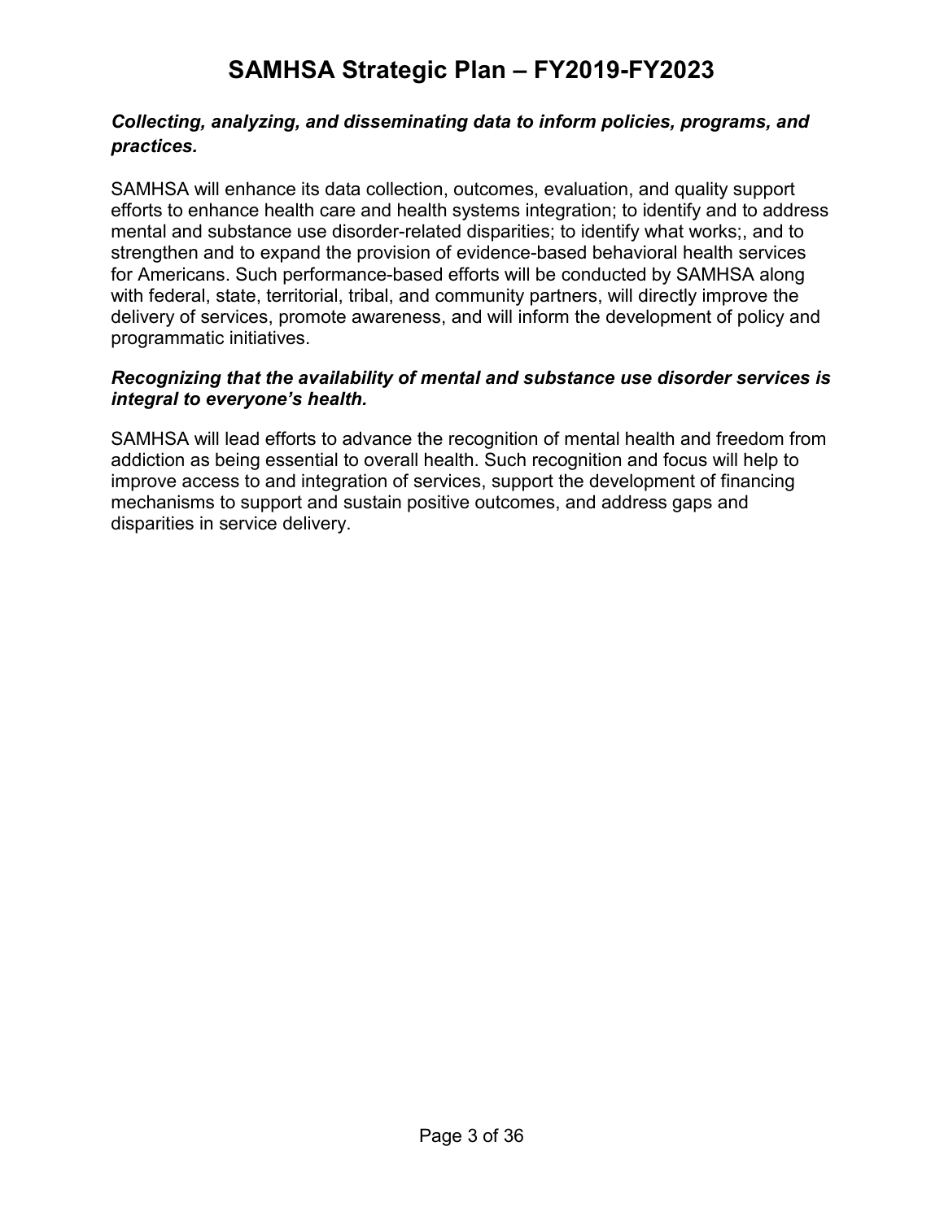***Collecting, analyzing, and disseminating data to inform policies, programs, and practices.***

SAMHSA will enhance its data collection, outcomes, evaluation, and quality support efforts to enhance health care and health systems integration; to identify and to address mental and substance use disorder-related disparities; to identify what works;, and to strengthen and to expand the provision of evidence-based behavioral health services for Americans. Such performance-based efforts will be conducted by SAMHSA along with federal, state, territorial, tribal, and community partners, will directly improve the delivery of services, promote awareness, and will inform the development of policy and programmatic initiatives.

***Recognizing that the availability of mental and substance use disorder services is integral to everyone's health.***

SAMHSA will lead efforts to advance the recognition of mental health and freedom from addiction as being essential to overall health. Such recognition and focus will help to improve access to and integration of services, support the development of financing mechanisms to support and sustain positive outcomes, and address gaps and disparities in service delivery.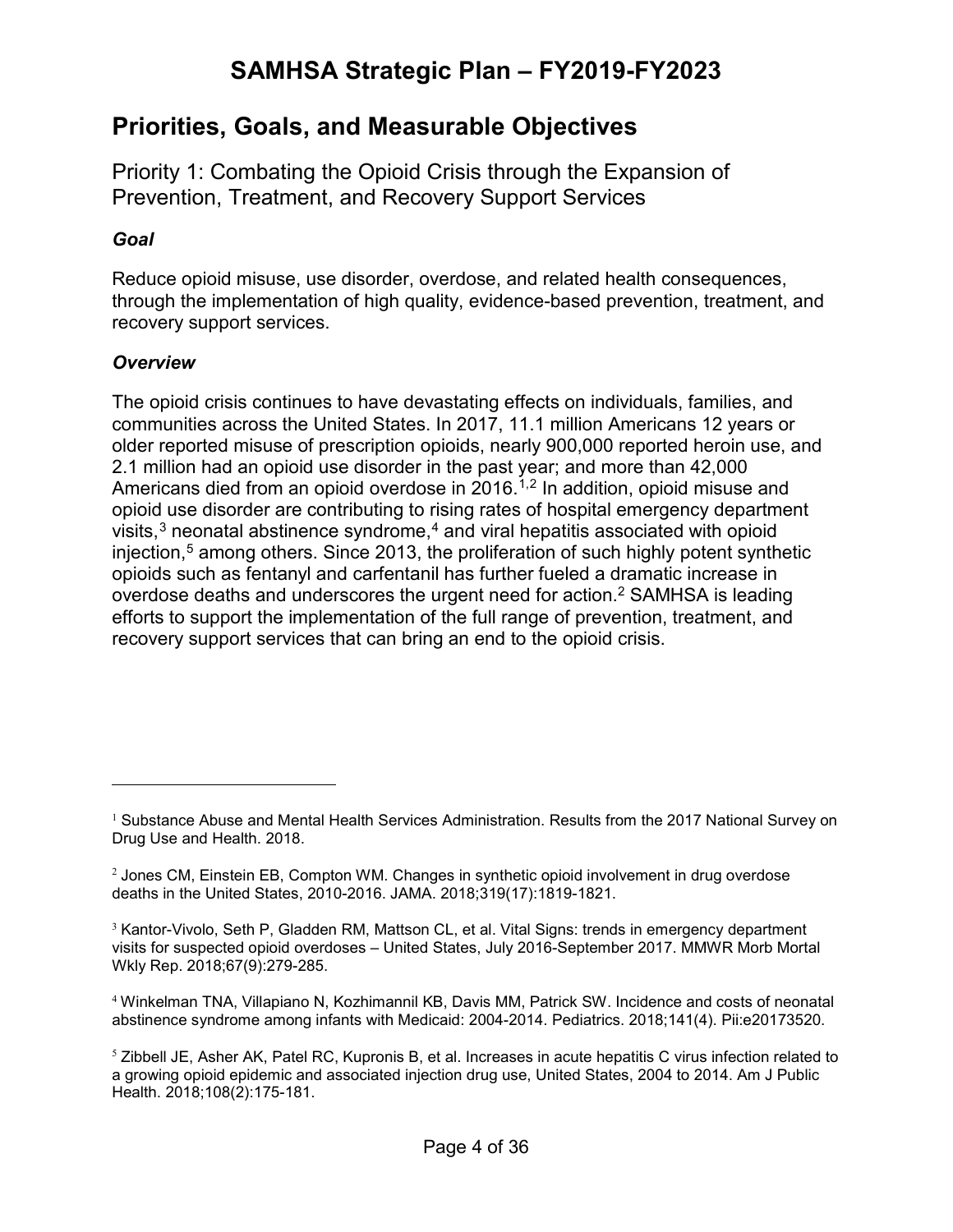## Priorities, Goals, and Measurable Objectives

### Priority 1: Combating the Opioid Crisis through the Expansion of Prevention, Treatment, and Recovery Support Services

#### *Goal*

Reduce opioid misuse, use disorder, overdose, and related health consequences, through the implementation of high quality, evidence-based prevention, treatment, and recovery support services.

#### *Overview*

The opioid crisis continues to have devastating effects on individuals, families, and communities across the United States. In 2017, 11.1 million Americans 12 years or older reported misuse of prescription opioids, nearly 900,000 reported heroin use, and 2.1 million had an opioid use disorder in the past year; and more than 42,000 Americans died from an opioid overdose in 2016.[1,2] In addition, opioid misuse and opioid use disorder are contributing to rising rates of hospital emergency department visits,[3] neonatal abstinence syndrome,[4] and viral hepatitis associated with opioid injection,[5] among others. Since 2013, the proliferation of such highly potent synthetic opioids such as fentanyl and carfentanil has further fueled a dramatic increase in overdose deaths and underscores the urgent need for action.[2] SAMHSA is leading efforts to support the implementation of the full range of prevention, treatment, and recovery support services that can bring an end to the opioid crisis.

---

[1] Substance Abuse and Mental Health Services Administration. Results from the 2017 National Survey on Drug Use and Health. 2018.

[2] Jones CM, Einstein EB, Compton WM. Changes in synthetic opioid involvement in drug overdose deaths in the United States, 2010-2016. JAMA. 2018;319(17):1819-1821.

[3] Kantor-Vivolo, Seth P, Gladden RM, Mattson CL, et al. Vital Signs: trends in emergency department visits for suspected opioid overdoses – United States, July 2016-September 2017. MMWR Morb Mortal Wkly Rep. 2018;67(9):279-285.

[4] Winkelman TNA, Villapiano N, Kozhimannil KB, Davis MM, Patrick SW. Incidence and costs of neonatal abstinence syndrome among infants with Medicaid: 2004-2014. Pediatrics. 2018;141(4). Pii:e20173520.

[5] Zibbell JE, Asher AK, Patel RC, Kupronis B, et al. Increases in acute hepatitis C virus infection related to a growing opioid epidemic and associated injection drug use, United States, 2004 to 2014. Am J Public Health. 2018;108(2):175-181.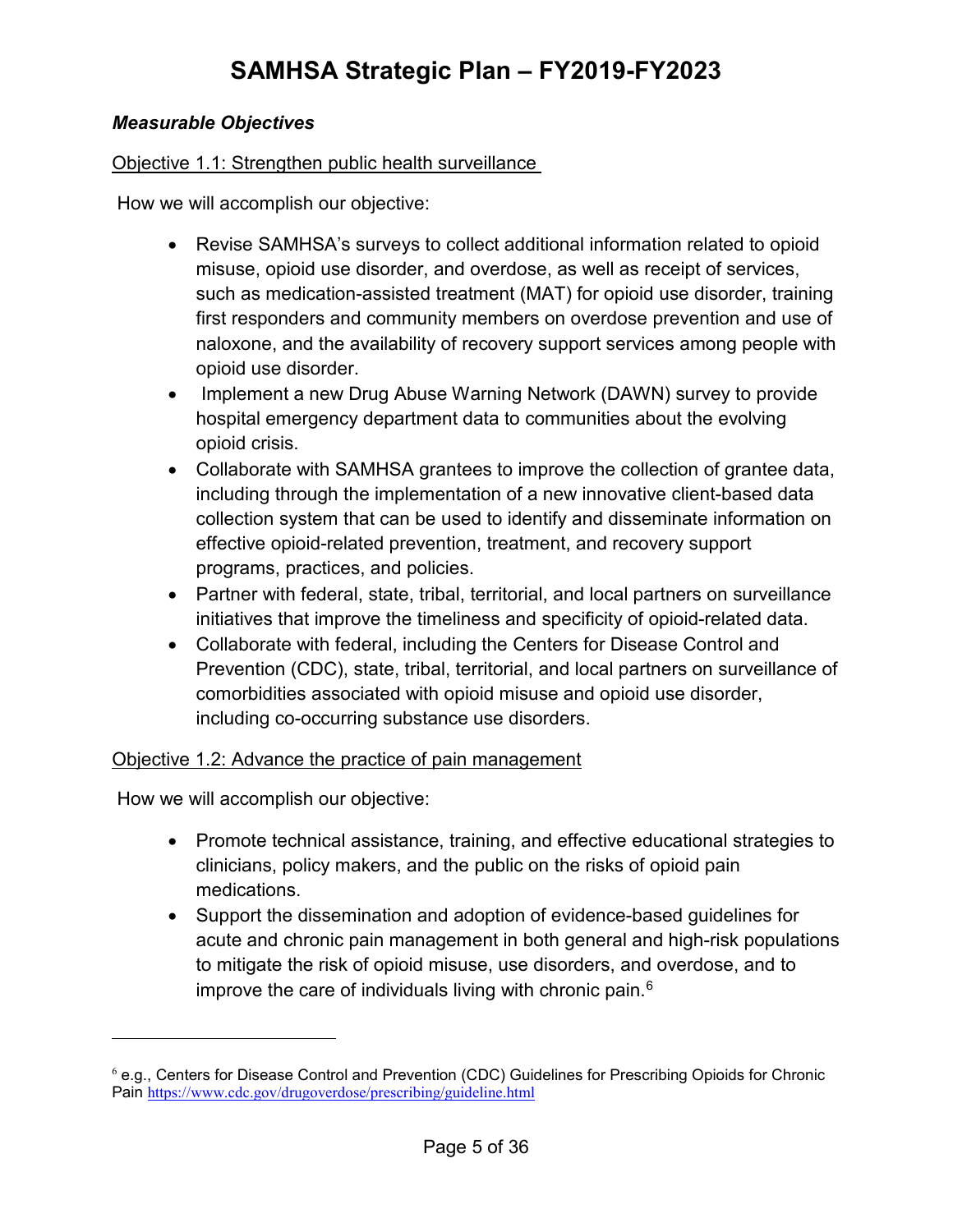### *Measurable Objectives*

Objective 1.1: Strengthen public health surveillance

How we will accomplish our objective:

- Revise SAMHSA's surveys to collect additional information related to opioid misuse, opioid use disorder, and overdose, as well as receipt of services, such as medication-assisted treatment (MAT) for opioid use disorder, training first responders and community members on overdose prevention and use of naloxone, and the availability of recovery support services among people with opioid use disorder.
- Implement a new Drug Abuse Warning Network (DAWN) survey to provide hospital emergency department data to communities about the evolving opioid crisis.
- Collaborate with SAMHSA grantees to improve the collection of grantee data, including through the implementation of a new innovative client-based data collection system that can be used to identify and disseminate information on effective opioid-related prevention, treatment, and recovery support programs, practices, and policies.
- Partner with federal, state, tribal, territorial, and local partners on surveillance initiatives that improve the timeliness and specificity of opioid-related data.
- Collaborate with federal, including the Centers for Disease Control and Prevention (CDC), state, tribal, territorial, and local partners on surveillance of comorbidities associated with opioid misuse and opioid use disorder, including co-occurring substance use disorders.

Objective 1.2: Advance the practice of pain management

How we will accomplish our objective:

- Promote technical assistance, training, and effective educational strategies to clinicians, policy makers, and the public on the risks of opioid pain medications.
- Support the dissemination and adoption of evidence-based guidelines for acute and chronic pain management in both general and high-risk populations to mitigate the risk of opioid misuse, use disorders, and overdose, and to improve the care of individuals living with chronic pain.[6]

---

[6] e.g., Centers for Disease Control and Prevention (CDC) Guidelines for Prescribing Opioids for Chronic Pain https://www.cdc.gov/drugoverdose/prescribing/guideline.html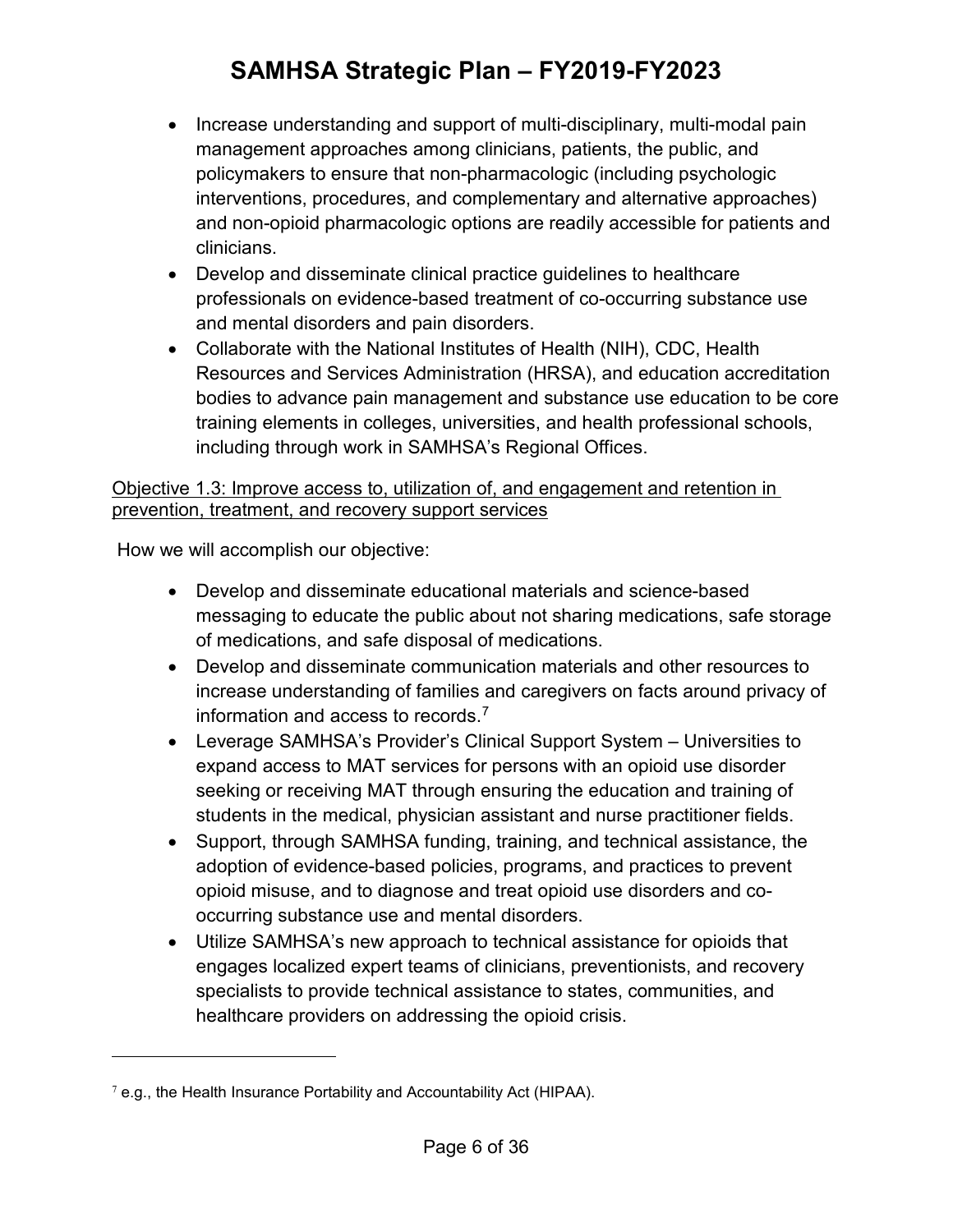- Increase understanding and support of multi-disciplinary, multi-modal pain management approaches among clinicians, patients, the public, and policymakers to ensure that non-pharmacologic (including psychologic interventions, procedures, and complementary and alternative approaches) and non-opioid pharmacologic options are readily accessible for patients and clinicians.
- Develop and disseminate clinical practice guidelines to healthcare professionals on evidence-based treatment of co-occurring substance use and mental disorders and pain disorders.
- Collaborate with the National Institutes of Health (NIH), CDC, Health Resources and Services Administration (HRSA), and education accreditation bodies to advance pain management and substance use education to be core training elements in colleges, universities, and health professional schools, including through work in SAMHSA's Regional Offices.

Objective 1.3: Improve access to, utilization of, and engagement and retention in prevention, treatment, and recovery support services

How we will accomplish our objective:

- Develop and disseminate educational materials and science-based messaging to educate the public about not sharing medications, safe storage of medications, and safe disposal of medications.
- Develop and disseminate communication materials and other resources to increase understanding of families and caregivers on facts around privacy of information and access to records.[7]
- Leverage SAMHSA's Provider's Clinical Support System – Universities to expand access to MAT services for persons with an opioid use disorder seeking or receiving MAT through ensuring the education and training of students in the medical, physician assistant and nurse practitioner fields.
- Support, through SAMHSA funding, training, and technical assistance, the adoption of evidence-based policies, programs, and practices to prevent opioid misuse, and to diagnose and treat opioid use disorders and co-occurring substance use and mental disorders.
- Utilize SAMHSA's new approach to technical assistance for opioids that engages localized expert teams of clinicians, preventionists, and recovery specialists to provide technical assistance to states, communities, and healthcare providers on addressing the opioid crisis.

[7] e.g., the Health Insurance Portability and Accountability Act (HIPAA).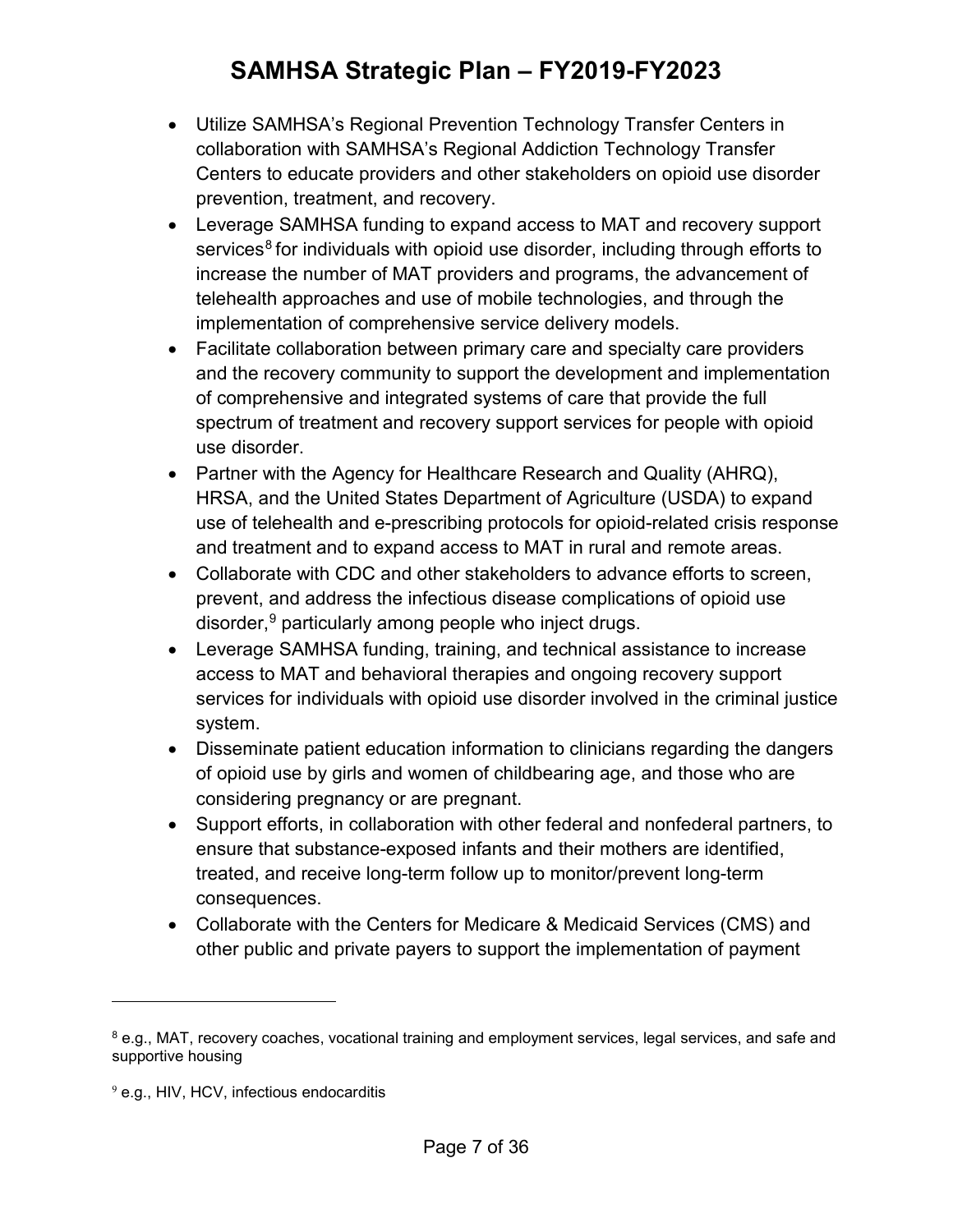- Utilize SAMHSA's Regional Prevention Technology Transfer Centers in collaboration with SAMHSA's Regional Addiction Technology Transfer Centers to educate providers and other stakeholders on opioid use disorder prevention, treatment, and recovery.
- Leverage SAMHSA funding to expand access to MAT and recovery support services[8] for individuals with opioid use disorder, including through efforts to increase the number of MAT providers and programs, the advancement of telehealth approaches and use of mobile technologies, and through the implementation of comprehensive service delivery models.
- Facilitate collaboration between primary care and specialty care providers and the recovery community to support the development and implementation of comprehensive and integrated systems of care that provide the full spectrum of treatment and recovery support services for people with opioid use disorder.
- Partner with the Agency for Healthcare Research and Quality (AHRQ), HRSA, and the United States Department of Agriculture (USDA) to expand use of telehealth and e-prescribing protocols for opioid-related crisis response and treatment and to expand access to MAT in rural and remote areas.
- Collaborate with CDC and other stakeholders to advance efforts to screen, prevent, and address the infectious disease complications of opioid use disorder,[9] particularly among people who inject drugs.
- Leverage SAMHSA funding, training, and technical assistance to increase access to MAT and behavioral therapies and ongoing recovery support services for individuals with opioid use disorder involved in the criminal justice system.
- Disseminate patient education information to clinicians regarding the dangers of opioid use by girls and women of childbearing age, and those who are considering pregnancy or are pregnant.
- Support efforts, in collaboration with other federal and nonfederal partners, to ensure that substance-exposed infants and their mothers are identified, treated, and receive long-term follow up to monitor/prevent long-term consequences.
- Collaborate with the Centers for Medicare & Medicaid Services (CMS) and other public and private payers to support the implementation of payment

---

[8] e.g., MAT, recovery coaches, vocational training and employment services, legal services, and safe and supportive housing

[9] e.g., HIV, HCV, infectious endocarditis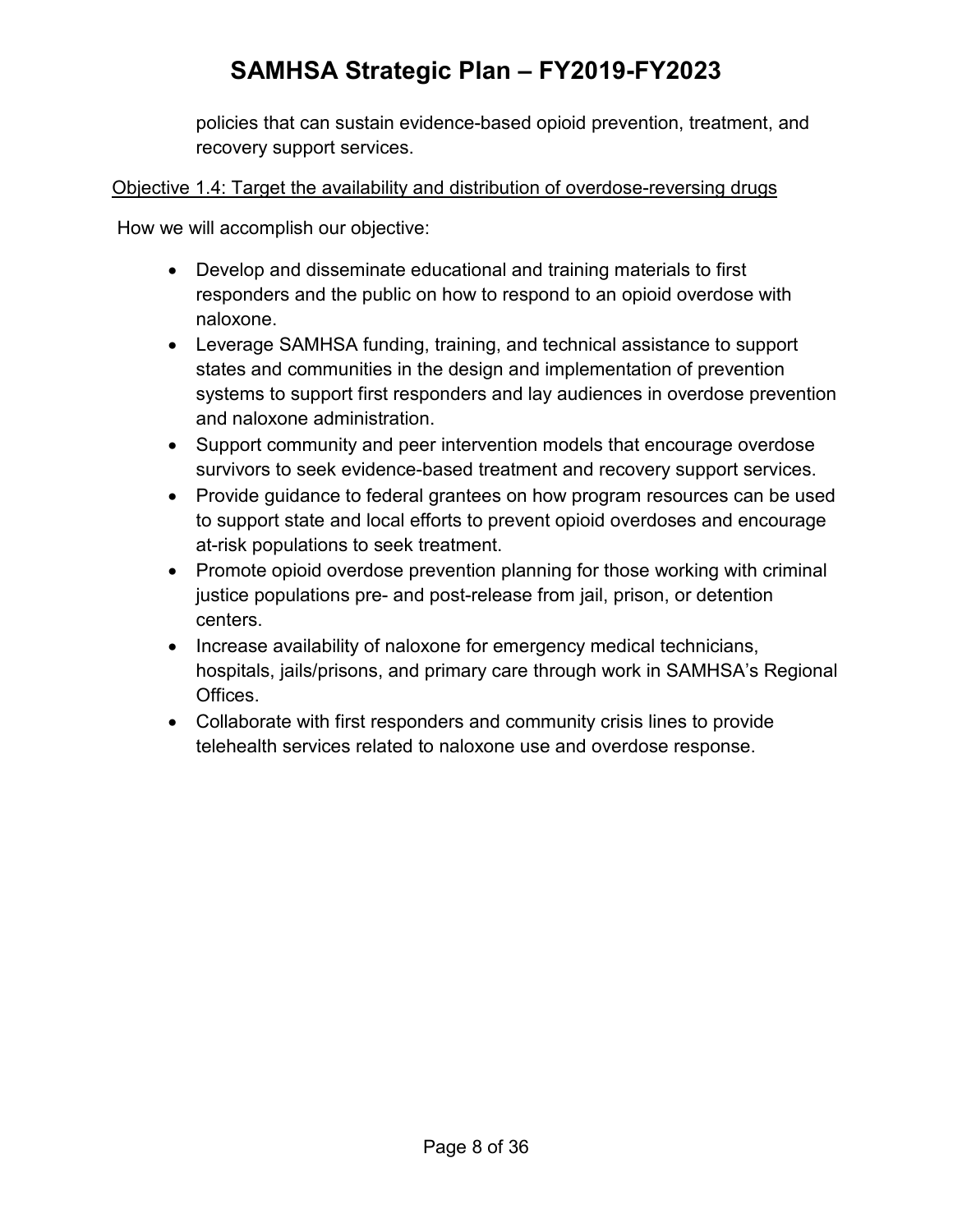policies that can sustain evidence-based opioid prevention, treatment, and recovery support services.

Objective 1.4: Target the availability and distribution of overdose-reversing drugs

How we will accomplish our objective:

- Develop and disseminate educational and training materials to first responders and the public on how to respond to an opioid overdose with naloxone.
- Leverage SAMHSA funding, training, and technical assistance to support states and communities in the design and implementation of prevention systems to support first responders and lay audiences in overdose prevention and naloxone administration.
- Support community and peer intervention models that encourage overdose survivors to seek evidence-based treatment and recovery support services.
- Provide guidance to federal grantees on how program resources can be used to support state and local efforts to prevent opioid overdoses and encourage at-risk populations to seek treatment.
- Promote opioid overdose prevention planning for those working with criminal justice populations pre- and post-release from jail, prison, or detention centers.
- Increase availability of naloxone for emergency medical technicians, hospitals, jails/prisons, and primary care through work in SAMHSA's Regional Offices.
- Collaborate with first responders and community crisis lines to provide telehealth services related to naloxone use and overdose response.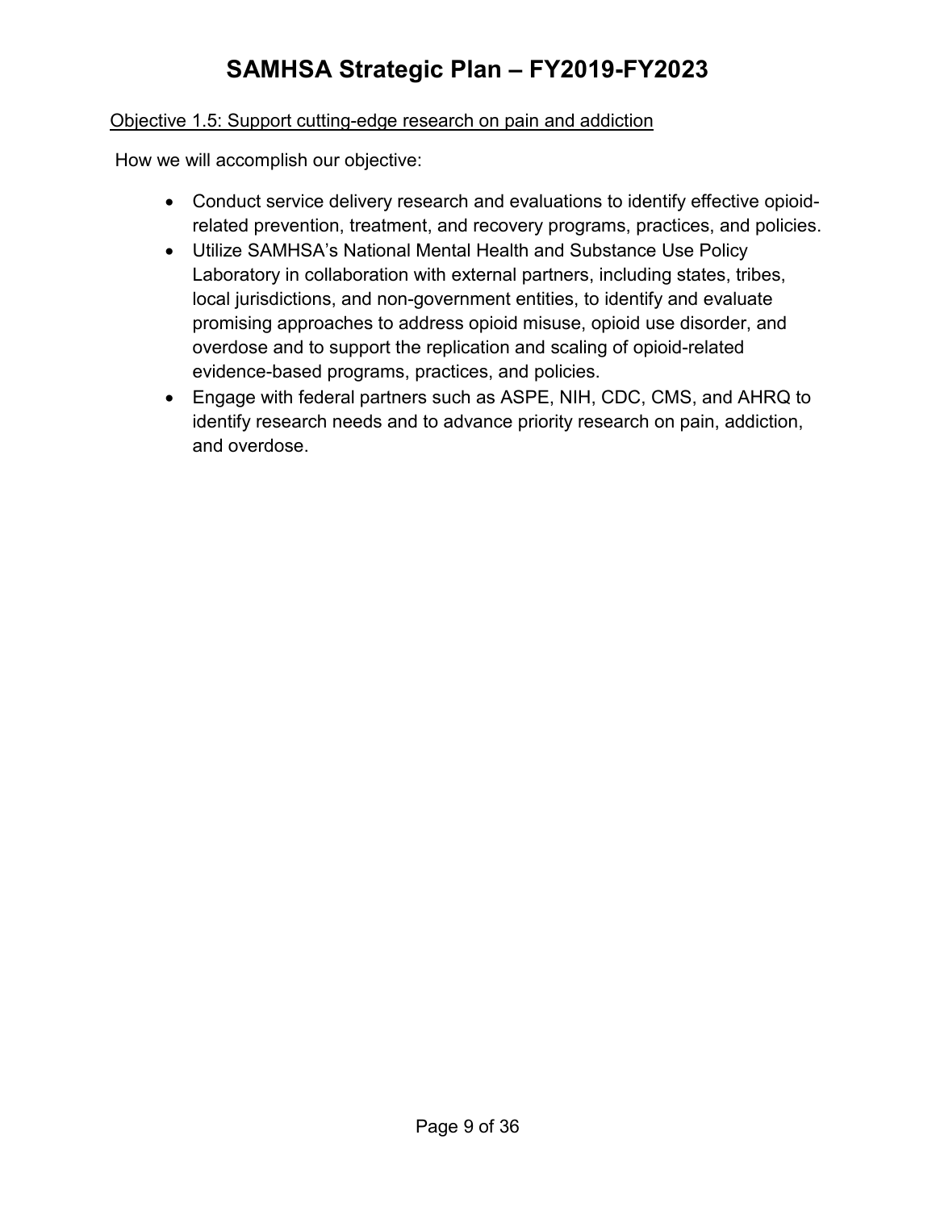Objective 1.5: Support cutting-edge research on pain and addiction

How we will accomplish our objective:

- Conduct service delivery research and evaluations to identify effective opioid-related prevention, treatment, and recovery programs, practices, and policies.
- Utilize SAMHSA's National Mental Health and Substance Use Policy Laboratory in collaboration with external partners, including states, tribes, local jurisdictions, and non-government entities, to identify and evaluate promising approaches to address opioid misuse, opioid use disorder, and overdose and to support the replication and scaling of opioid-related evidence-based programs, practices, and policies.
- Engage with federal partners such as ASPE, NIH, CDC, CMS, and AHRQ to identify research needs and to advance priority research on pain, addiction, and overdose.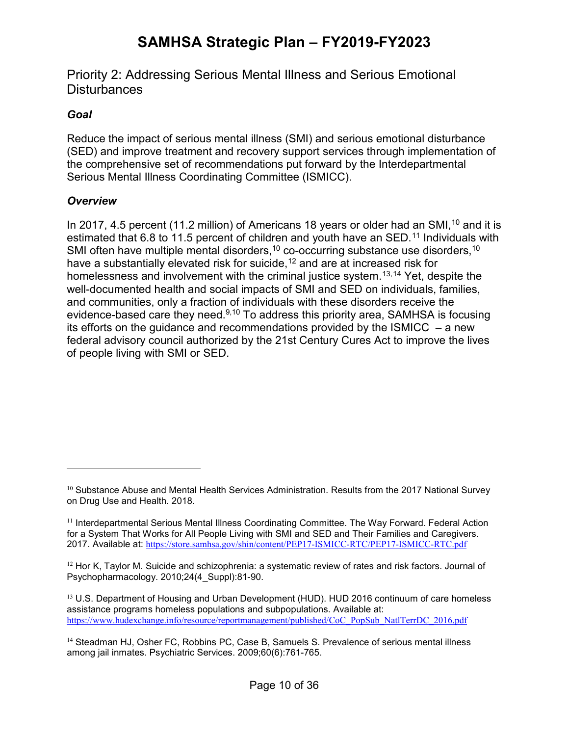## Priority 2: Addressing Serious Mental Illness and Serious Emotional Disturbances

### *Goal*

Reduce the impact of serious mental illness (SMI) and serious emotional disturbance (SED) and improve treatment and recovery support services through implementation of the comprehensive set of recommendations put forward by the Interdepartmental Serious Mental Illness Coordinating Committee (ISMICC).

### *Overview*

In 2017, 4.5 percent (11.2 million) of Americans 18 years or older had an SMI,[10] and it is estimated that 6.8 to 11.5 percent of children and youth have an SED.[11] Individuals with SMI often have multiple mental disorders,[10] co-occurring substance use disorders,[10] have a substantially elevated risk for suicide,[12] and are at increased risk for homelessness and involvement with the criminal justice system.[13,14] Yet, despite the well-documented health and social impacts of SMI and SED on individuals, families, and communities, only a fraction of individuals with these disorders receive the evidence-based care they need.[9,10] To address this priority area, SAMHSA is focusing its efforts on the guidance and recommendations provided by the ISMICC – a new federal advisory council authorized by the 21st Century Cures Act to improve the lives of people living with SMI or SED.

---

[10] Substance Abuse and Mental Health Services Administration. Results from the 2017 National Survey on Drug Use and Health. 2018.

[11] Interdepartmental Serious Mental Illness Coordinating Committee. The Way Forward. Federal Action for a System That Works for All People Living with SMI and SED and Their Families and Caregivers. 2017. Available at: https://store.samhsa.gov/shin/content/PEP17-ISMICC-RTC/PEP17-ISMICC-RTC.pdf

[12] Hor K, Taylor M. Suicide and schizophrenia: a systematic review of rates and risk factors. Journal of Psychopharmacology. 2010;24(4_Suppl):81-90.

[13] U.S. Department of Housing and Urban Development (HUD). HUD 2016 continuum of care homeless assistance programs homeless populations and subpopulations. Available at: https://www.hudexchange.info/resource/reportmanagement/published/CoC_PopSub_NatlTerrDC_2016.pdf

[14] Steadman HJ, Osher FC, Robbins PC, Case B, Samuels S. Prevalence of serious mental illness among jail inmates. Psychiatric Services. 2009;60(6):761-765.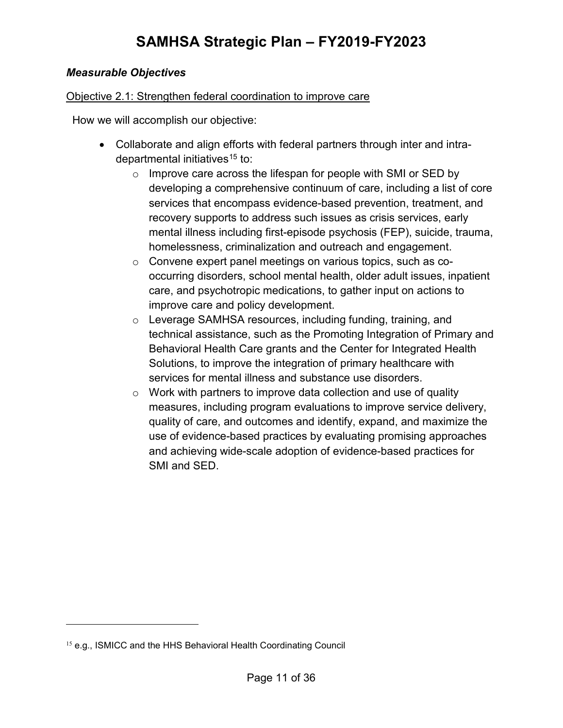### *Measurable Objectives*

Objective 2.1: Strengthen federal coordination to improve care

How we will accomplish our objective:

- Collaborate and align efforts with federal partners through inter and intra-departmental initiatives[15] to:
  - Improve care across the lifespan for people with SMI or SED by developing a comprehensive continuum of care, including a list of core services that encompass evidence-based prevention, treatment, and recovery supports to address such issues as crisis services, early mental illness including first-episode psychosis (FEP), suicide, trauma, homelessness, criminalization and outreach and engagement.
  - Convene expert panel meetings on various topics, such as co-occurring disorders, school mental health, older adult issues, inpatient care, and psychotropic medications, to gather input on actions to improve care and policy development.
  - Leverage SAMHSA resources, including funding, training, and technical assistance, such as the Promoting Integration of Primary and Behavioral Health Care grants and the Center for Integrated Health Solutions, to improve the integration of primary healthcare with services for mental illness and substance use disorders.
  - Work with partners to improve data collection and use of quality measures, including program evaluations to improve service delivery, quality of care, and outcomes and identify, expand, and maximize the use of evidence-based practices by evaluating promising approaches and achieving wide-scale adoption of evidence-based practices for SMI and SED.

---

[15] e.g., ISMICC and the HHS Behavioral Health Coordinating Council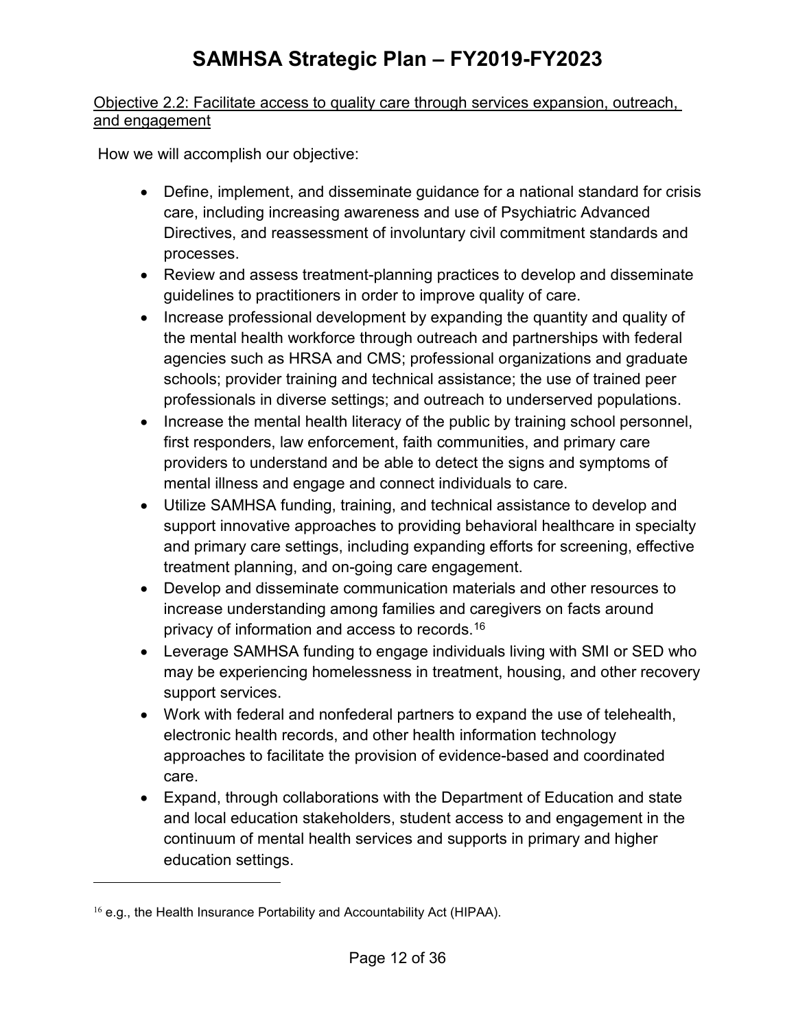Objective 2.2: Facilitate access to quality care through services expansion, outreach, and engagement

How we will accomplish our objective:

- Define, implement, and disseminate guidance for a national standard for crisis care, including increasing awareness and use of Psychiatric Advanced Directives, and reassessment of involuntary civil commitment standards and processes.
- Review and assess treatment-planning practices to develop and disseminate guidelines to practitioners in order to improve quality of care.
- Increase professional development by expanding the quantity and quality of the mental health workforce through outreach and partnerships with federal agencies such as HRSA and CMS; professional organizations and graduate schools; provider training and technical assistance; the use of trained peer professionals in diverse settings; and outreach to underserved populations.
- Increase the mental health literacy of the public by training school personnel, first responders, law enforcement, faith communities, and primary care providers to understand and be able to detect the signs and symptoms of mental illness and engage and connect individuals to care.
- Utilize SAMHSA funding, training, and technical assistance to develop and support innovative approaches to providing behavioral healthcare in specialty and primary care settings, including expanding efforts for screening, effective treatment planning, and on-going care engagement.
- Develop and disseminate communication materials and other resources to increase understanding among families and caregivers on facts around privacy of information and access to records.[16]
- Leverage SAMHSA funding to engage individuals living with SMI or SED who may be experiencing homelessness in treatment, housing, and other recovery support services.
- Work with federal and nonfederal partners to expand the use of telehealth, electronic health records, and other health information technology approaches to facilitate the provision of evidence-based and coordinated care.
- Expand, through collaborations with the Department of Education and state and local education stakeholders, student access to and engagement in the continuum of mental health services and supports in primary and higher education settings.

---

[16] e.g., the Health Insurance Portability and Accountability Act (HIPAA).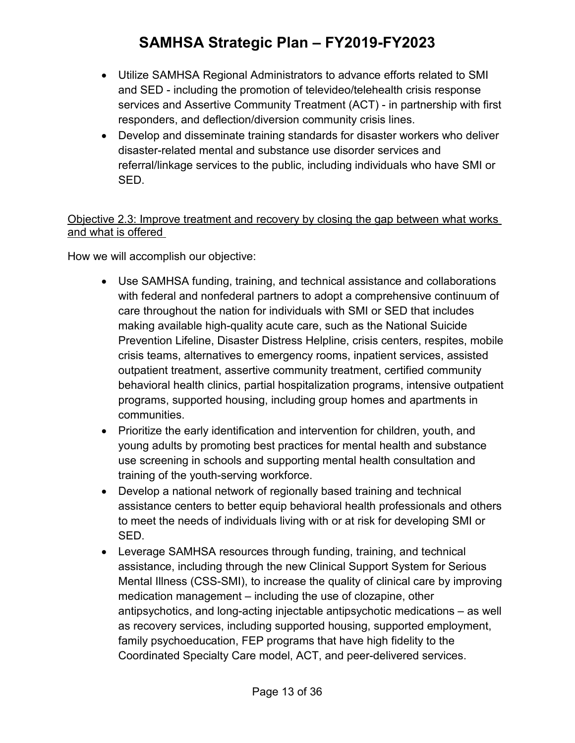- Utilize SAMHSA Regional Administrators to advance efforts related to SMI and SED - including the promotion of televideo/telehealth crisis response services and Assertive Community Treatment (ACT) - in partnership with first responders, and deflection/diversion community crisis lines.
- Develop and disseminate training standards for disaster workers who deliver disaster-related mental and substance use disorder services and referral/linkage services to the public, including individuals who have SMI or SED.

<u>Objective 2.3: Improve treatment and recovery by closing the gap between what works and what is offered</u>

How we will accomplish our objective:

- Use SAMHSA funding, training, and technical assistance and collaborations with federal and nonfederal partners to adopt a comprehensive continuum of care throughout the nation for individuals with SMI or SED that includes making available high-quality acute care, such as the National Suicide Prevention Lifeline, Disaster Distress Helpline, crisis centers, respites, mobile crisis teams, alternatives to emergency rooms, inpatient services, assisted outpatient treatment, assertive community treatment, certified community behavioral health clinics, partial hospitalization programs, intensive outpatient programs, supported housing, including group homes and apartments in communities.
- Prioritize the early identification and intervention for children, youth, and young adults by promoting best practices for mental health and substance use screening in schools and supporting mental health consultation and training of the youth-serving workforce.
- Develop a national network of regionally based training and technical assistance centers to better equip behavioral health professionals and others to meet the needs of individuals living with or at risk for developing SMI or SED.
- Leverage SAMHSA resources through funding, training, and technical assistance, including through the new Clinical Support System for Serious Mental Illness (CSS-SMI), to increase the quality of clinical care by improving medication management – including the use of clozapine, other antipsychotics, and long-acting injectable antipsychotic medications – as well as recovery services, including supported housing, supported employment, family psychoeducation, FEP programs that have high fidelity to the Coordinated Specialty Care model, ACT, and peer-delivered services.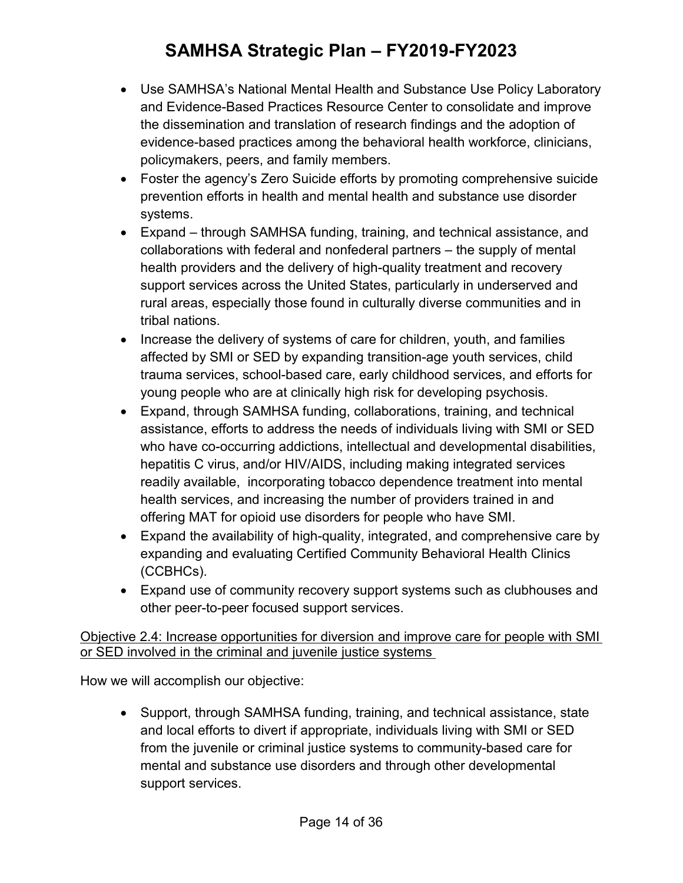- Use SAMHSA's National Mental Health and Substance Use Policy Laboratory and Evidence-Based Practices Resource Center to consolidate and improve the dissemination and translation of research findings and the adoption of evidence-based practices among the behavioral health workforce, clinicians, policymakers, peers, and family members.
- Foster the agency's Zero Suicide efforts by promoting comprehensive suicide prevention efforts in health and mental health and substance use disorder systems.
- Expand – through SAMHSA funding, training, and technical assistance, and collaborations with federal and nonfederal partners – the supply of mental health providers and the delivery of high-quality treatment and recovery support services across the United States, particularly in underserved and rural areas, especially those found in culturally diverse communities and in tribal nations.
- Increase the delivery of systems of care for children, youth, and families affected by SMI or SED by expanding transition-age youth services, child trauma services, school-based care, early childhood services, and efforts for young people who are at clinically high risk for developing psychosis.
- Expand, through SAMHSA funding, collaborations, training, and technical assistance, efforts to address the needs of individuals living with SMI or SED who have co-occurring addictions, intellectual and developmental disabilities, hepatitis C virus, and/or HIV/AIDS, including making integrated services readily available, incorporating tobacco dependence treatment into mental health services, and increasing the number of providers trained in and offering MAT for opioid use disorders for people who have SMI.
- Expand the availability of high-quality, integrated, and comprehensive care by expanding and evaluating Certified Community Behavioral Health Clinics (CCBHCs).
- Expand use of community recovery support systems such as clubhouses and other peer-to-peer focused support services.

<u>Objective 2.4: Increase opportunities for diversion and improve care for people with SMI or SED involved in the criminal and juvenile justice systems</u>

How we will accomplish our objective:

- Support, through SAMHSA funding, training, and technical assistance, state and local efforts to divert if appropriate, individuals living with SMI or SED from the juvenile or criminal justice systems to community-based care for mental and substance use disorders and through other developmental support services.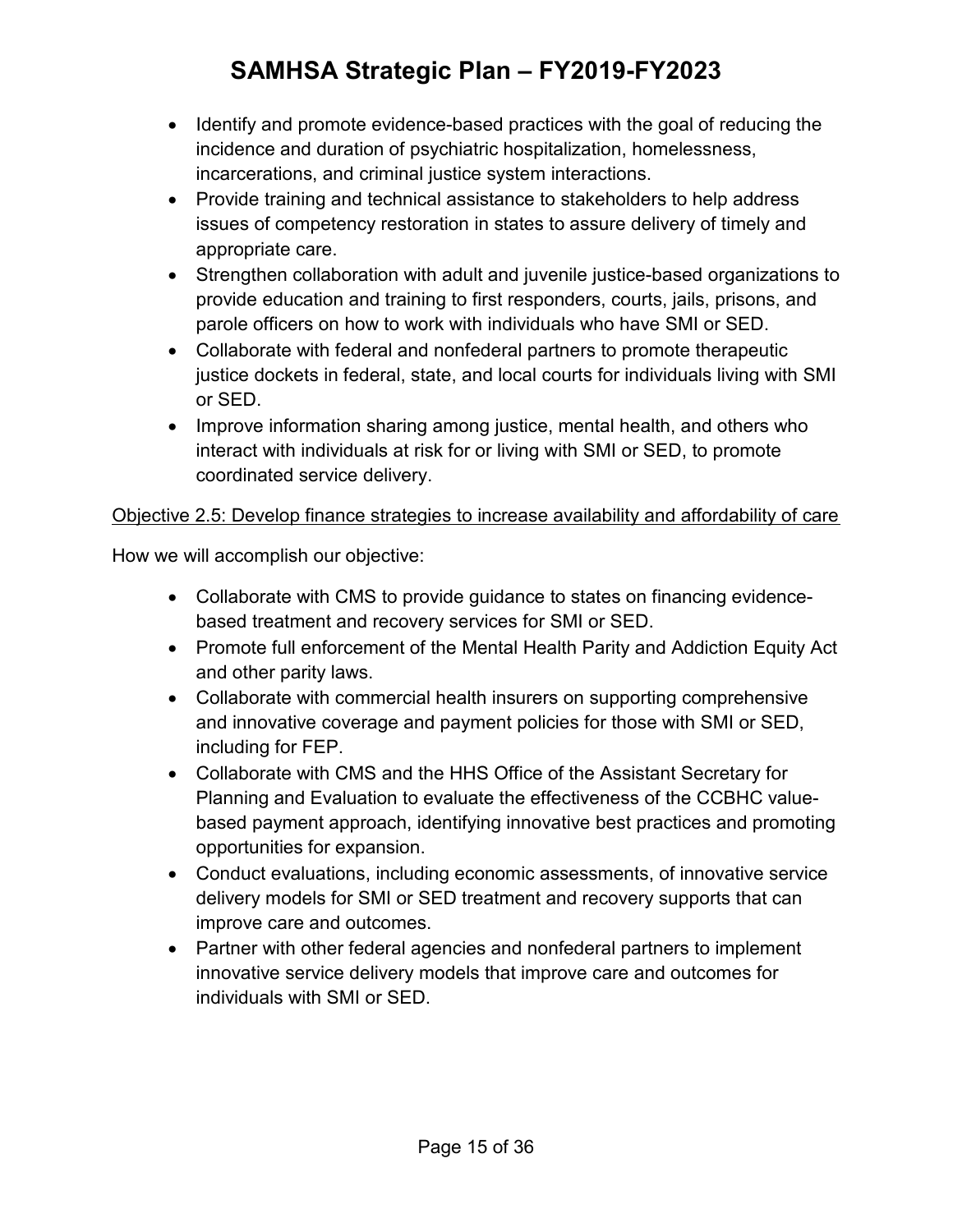- Identify and promote evidence-based practices with the goal of reducing the incidence and duration of psychiatric hospitalization, homelessness, incarcerations, and criminal justice system interactions.
- Provide training and technical assistance to stakeholders to help address issues of competency restoration in states to assure delivery of timely and appropriate care.
- Strengthen collaboration with adult and juvenile justice-based organizations to provide education and training to first responders, courts, jails, prisons, and parole officers on how to work with individuals who have SMI or SED.
- Collaborate with federal and nonfederal partners to promote therapeutic justice dockets in federal, state, and local courts for individuals living with SMI or SED.
- Improve information sharing among justice, mental health, and others who interact with individuals at risk for or living with SMI or SED, to promote coordinated service delivery.

<u>Objective 2.5: Develop finance strategies to increase availability and affordability of care</u>

How we will accomplish our objective:

- Collaborate with CMS to provide guidance to states on financing evidence-based treatment and recovery services for SMI or SED.
- Promote full enforcement of the Mental Health Parity and Addiction Equity Act and other parity laws.
- Collaborate with commercial health insurers on supporting comprehensive and innovative coverage and payment policies for those with SMI or SED, including for FEP.
- Collaborate with CMS and the HHS Office of the Assistant Secretary for Planning and Evaluation to evaluate the effectiveness of the CCBHC value-based payment approach, identifying innovative best practices and promoting opportunities for expansion.
- Conduct evaluations, including economic assessments, of innovative service delivery models for SMI or SED treatment and recovery supports that can improve care and outcomes.
- Partner with other federal agencies and nonfederal partners to implement innovative service delivery models that improve care and outcomes for individuals with SMI or SED.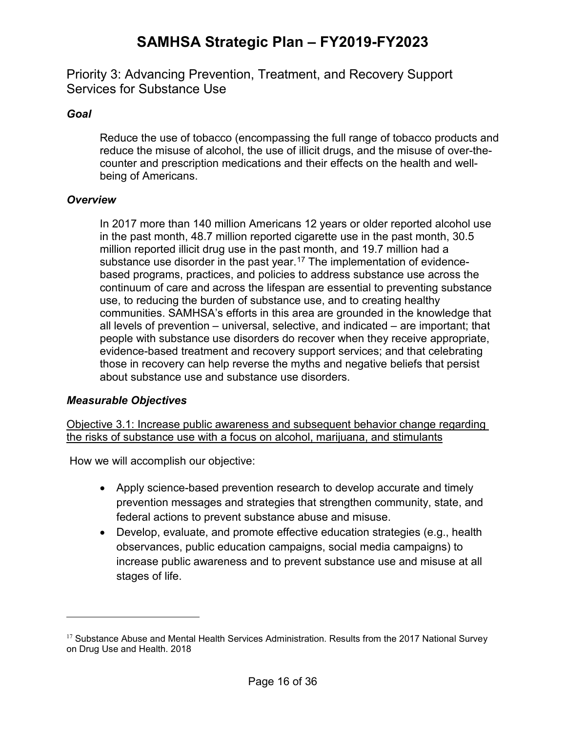## Priority 3: Advancing Prevention, Treatment, and Recovery Support Services for Substance Use

### *Goal*

Reduce the use of tobacco (encompassing the full range of tobacco products and reduce the misuse of alcohol, the use of illicit drugs, and the misuse of over-the-counter and prescription medications and their effects on the health and well-being of Americans.

### *Overview*

In 2017 more than 140 million Americans 12 years or older reported alcohol use in the past month, 48.7 million reported cigarette use in the past month, 30.5 million reported illicit drug use in the past month, and 19.7 million had a substance use disorder in the past year.[17] The implementation of evidence-based programs, practices, and policies to address substance use across the continuum of care and across the lifespan are essential to preventing substance use, to reducing the burden of substance use, and to creating healthy communities. SAMHSA's efforts in this area are grounded in the knowledge that all levels of prevention – universal, selective, and indicated – are important; that people with substance use disorders do recover when they receive appropriate, evidence-based treatment and recovery support services; and that celebrating those in recovery can help reverse the myths and negative beliefs that persist about substance use and substance use disorders.

### *Measurable Objectives*

<u>Objective 3.1: Increase public awareness and subsequent behavior change regarding the risks of substance use with a focus on alcohol, marijuana, and stimulants</u>

How we will accomplish our objective:

- Apply science-based prevention research to develop accurate and timely prevention messages and strategies that strengthen community, state, and federal actions to prevent substance abuse and misuse.
- Develop, evaluate, and promote effective education strategies (e.g., health observances, public education campaigns, social media campaigns) to increase public awareness and to prevent substance use and misuse at all stages of life.

---

[17] Substance Abuse and Mental Health Services Administration. Results from the 2017 National Survey on Drug Use and Health. 2018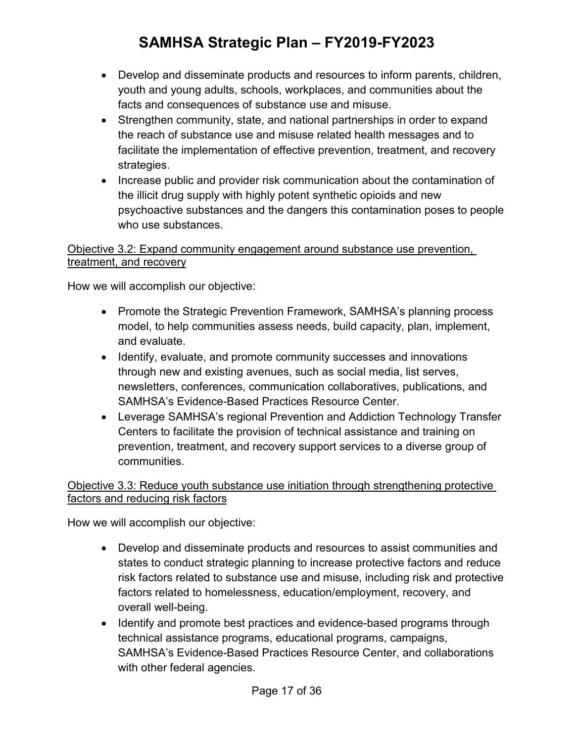- Develop and disseminate products and resources to inform parents, children, youth and young adults, schools, workplaces, and communities about the facts and consequences of substance use and misuse.
- Strengthen community, state, and national partnerships in order to expand the reach of substance use and misuse related health messages and to facilitate the implementation of effective prevention, treatment, and recovery strategies.
- Increase public and provider risk communication about the contamination of the illicit drug supply with highly potent synthetic opioids and new psychoactive substances and the dangers this contamination poses to people who use substances.

<u>Objective 3.2: Expand community engagement around substance use prevention, treatment, and recovery</u>

How we will accomplish our objective:

- Promote the Strategic Prevention Framework, SAMHSA's planning process model, to help communities assess needs, build capacity, plan, implement, and evaluate.
- Identify, evaluate, and promote community successes and innovations through new and existing avenues, such as social media, list serves, newsletters, conferences, communication collaboratives, publications, and SAMHSA's Evidence-Based Practices Resource Center.
- Leverage SAMHSA's regional Prevention and Addiction Technology Transfer Centers to facilitate the provision of technical assistance and training on prevention, treatment, and recovery support services to a diverse group of communities.

<u>Objective 3.3: Reduce youth substance use initiation through strengthening protective factors and reducing risk factors</u>

How we will accomplish our objective:

- Develop and disseminate products and resources to assist communities and states to conduct strategic planning to increase protective factors and reduce risk factors related to substance use and misuse, including risk and protective factors related to homelessness, education/employment, recovery, and overall well-being.
- Identify and promote best practices and evidence-based programs through technical assistance programs, educational programs, campaigns, SAMHSA's Evidence-Based Practices Resource Center, and collaborations with other federal agencies.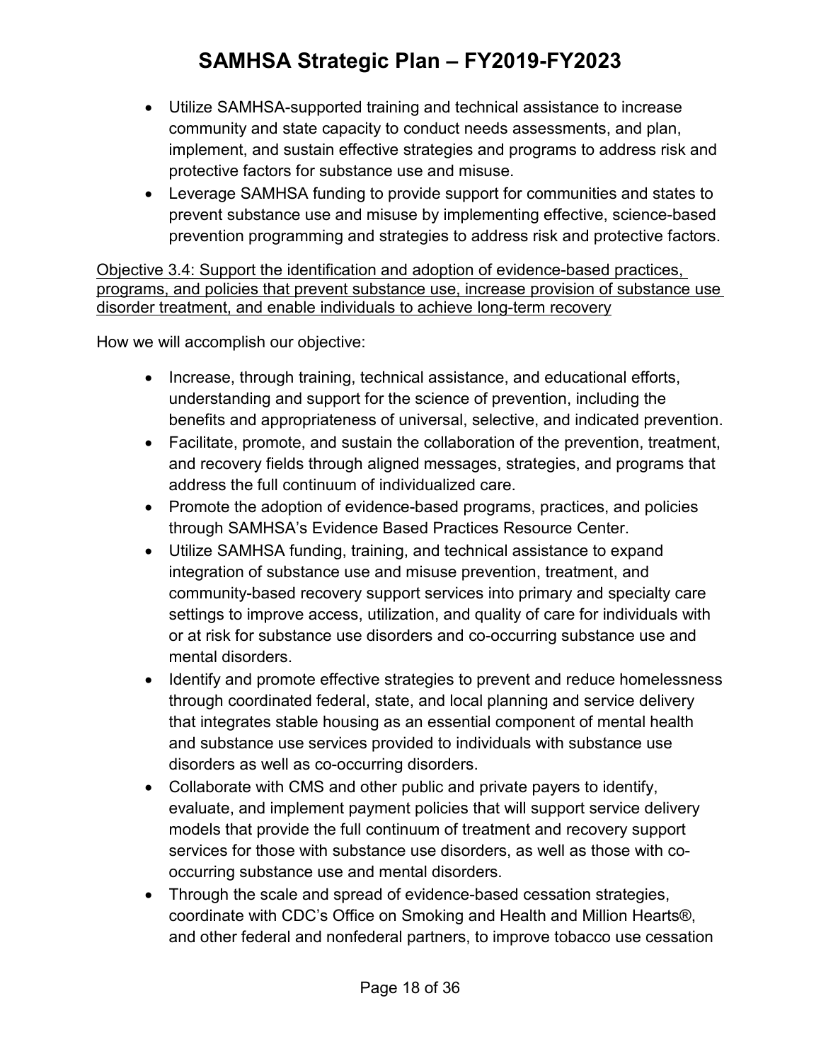- Utilize SAMHSA-supported training and technical assistance to increase community and state capacity to conduct needs assessments, and plan, implement, and sustain effective strategies and programs to address risk and protective factors for substance use and misuse.
- Leverage SAMHSA funding to provide support for communities and states to prevent substance use and misuse by implementing effective, science-based prevention programming and strategies to address risk and protective factors.

<u>Objective 3.4: Support the identification and adoption of evidence-based practices, programs, and policies that prevent substance use, increase provision of substance use disorder treatment, and enable individuals to achieve long-term recovery</u>

How we will accomplish our objective:

- Increase, through training, technical assistance, and educational efforts, understanding and support for the science of prevention, including the benefits and appropriateness of universal, selective, and indicated prevention.
- Facilitate, promote, and sustain the collaboration of the prevention, treatment, and recovery fields through aligned messages, strategies, and programs that address the full continuum of individualized care.
- Promote the adoption of evidence-based programs, practices, and policies through SAMHSA's Evidence Based Practices Resource Center.
- Utilize SAMHSA funding, training, and technical assistance to expand integration of substance use and misuse prevention, treatment, and community-based recovery support services into primary and specialty care settings to improve access, utilization, and quality of care for individuals with or at risk for substance use disorders and co-occurring substance use and mental disorders.
- Identify and promote effective strategies to prevent and reduce homelessness through coordinated federal, state, and local planning and service delivery that integrates stable housing as an essential component of mental health and substance use services provided to individuals with substance use disorders as well as co-occurring disorders.
- Collaborate with CMS and other public and private payers to identify, evaluate, and implement payment policies that will support service delivery models that provide the full continuum of treatment and recovery support services for those with substance use disorders, as well as those with co-occurring substance use and mental disorders.
- Through the scale and spread of evidence-based cessation strategies, coordinate with CDC's Office on Smoking and Health and Million Hearts®, and other federal and nonfederal partners, to improve tobacco use cessation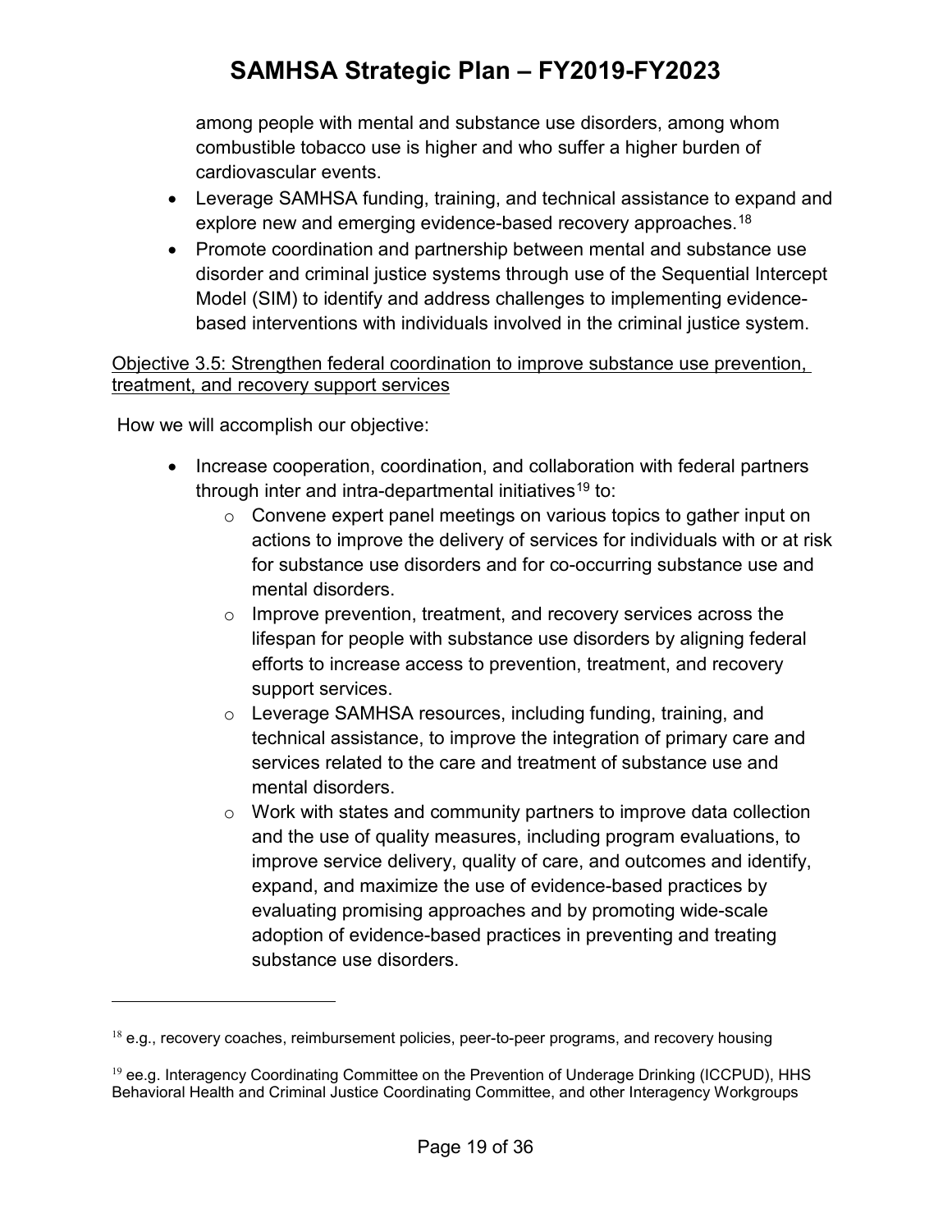among people with mental and substance use disorders, among whom combustible tobacco use is higher and who suffer a higher burden of cardiovascular events.

- Leverage SAMHSA funding, training, and technical assistance to expand and explore new and emerging evidence-based recovery approaches.[18]
- Promote coordination and partnership between mental and substance use disorder and criminal justice systems through use of the Sequential Intercept Model (SIM) to identify and address challenges to implementing evidence-based interventions with individuals involved in the criminal justice system.

Objective 3.5: Strengthen federal coordination to improve substance use prevention, treatment, and recovery support services

How we will accomplish our objective:

- Increase cooperation, coordination, and collaboration with federal partners through inter and intra-departmental initiatives[19] to:
    - Convene expert panel meetings on various topics to gather input on actions to improve the delivery of services for individuals with or at risk for substance use disorders and for co-occurring substance use and mental disorders.
    - Improve prevention, treatment, and recovery services across the lifespan for people with substance use disorders by aligning federal efforts to increase access to prevention, treatment, and recovery support services.
    - Leverage SAMHSA resources, including funding, training, and technical assistance, to improve the integration of primary care and services related to the care and treatment of substance use and mental disorders.
    - Work with states and community partners to improve data collection and the use of quality measures, including program evaluations, to improve service delivery, quality of care, and outcomes and identify, expand, and maximize the use of evidence-based practices by evaluating promising approaches and by promoting wide-scale adoption of evidence-based practices in preventing and treating substance use disorders.

---

[18] e.g., recovery coaches, reimbursement policies, peer-to-peer programs, and recovery housing

[19] ee.g. Interagency Coordinating Committee on the Prevention of Underage Drinking (ICCPUD), HHS Behavioral Health and Criminal Justice Coordinating Committee, and other Interagency Workgroups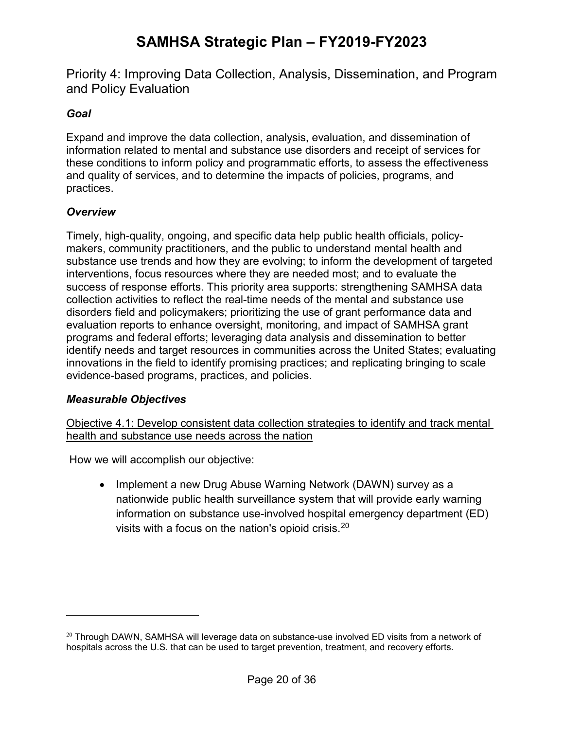## Priority 4: Improving Data Collection, Analysis, Dissemination, and Program and Policy Evaluation

### *Goal*

Expand and improve the data collection, analysis, evaluation, and dissemination of information related to mental and substance use disorders and receipt of services for these conditions to inform policy and programmatic efforts, to assess the effectiveness and quality of services, and to determine the impacts of policies, programs, and practices.

### *Overview*

Timely, high-quality, ongoing, and specific data help public health officials, policy-makers, community practitioners, and the public to understand mental health and substance use trends and how they are evolving; to inform the development of targeted interventions, focus resources where they are needed most; and to evaluate the success of response efforts. This priority area supports: strengthening SAMHSA data collection activities to reflect the real-time needs of the mental and substance use disorders field and policymakers; prioritizing the use of grant performance data and evaluation reports to enhance oversight, monitoring, and impact of SAMHSA grant programs and federal efforts; leveraging data analysis and dissemination to better identify needs and target resources in communities across the United States; evaluating innovations in the field to identify promising practices; and replicating bringing to scale evidence-based programs, practices, and policies.

### *Measurable Objectives*

<u>Objective 4.1: Develop consistent data collection strategies to identify and track mental health and substance use needs across the nation</u>

How we will accomplish our objective:

- Implement a new Drug Abuse Warning Network (DAWN) survey as a nationwide public health surveillance system that will provide early warning information on substance use-involved hospital emergency department (ED) visits with a focus on the nation's opioid crisis.[20]

---

[20] Through DAWN, SAMHSA will leverage data on substance-use involved ED visits from a network of hospitals across the U.S. that can be used to target prevention, treatment, and recovery efforts.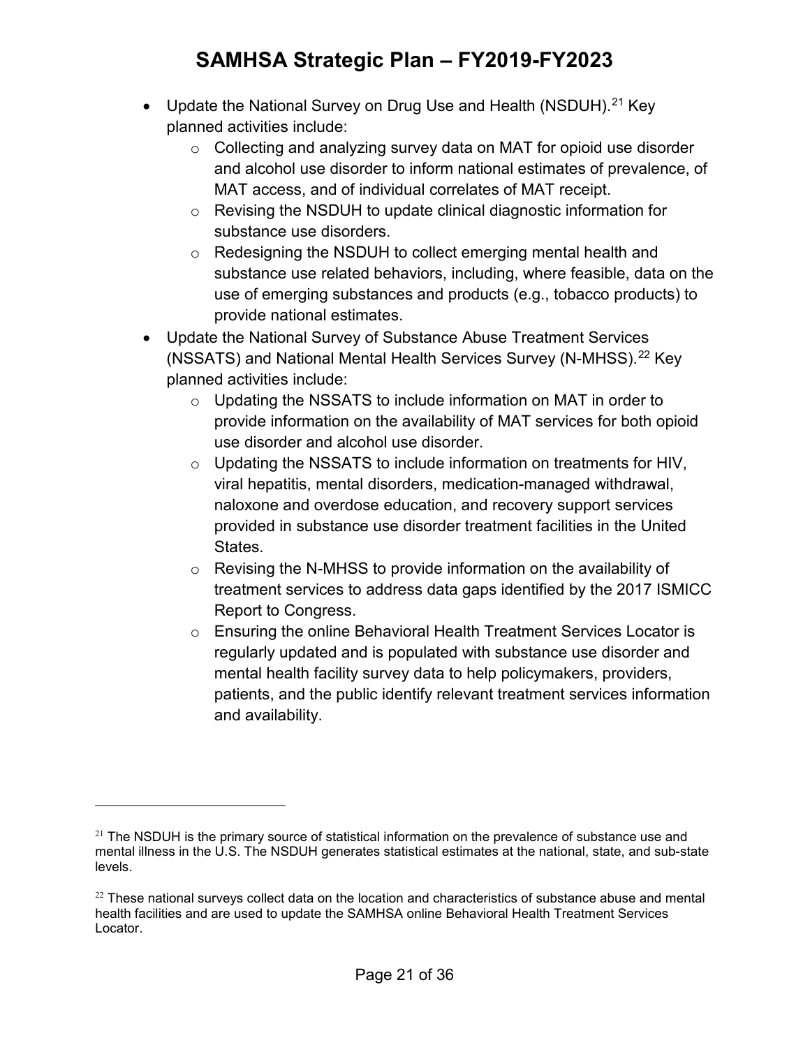- Update the National Survey on Drug Use and Health (NSDUH).[21] Key planned activities include:
  - Collecting and analyzing survey data on MAT for opioid use disorder and alcohol use disorder to inform national estimates of prevalence, of MAT access, and of individual correlates of MAT receipt.
  - Revising the NSDUH to update clinical diagnostic information for substance use disorders.
  - Redesigning the NSDUH to collect emerging mental health and substance use related behaviors, including, where feasible, data on the use of emerging substances and products (e.g., tobacco products) to provide national estimates.
- Update the National Survey of Substance Abuse Treatment Services (NSSATS) and National Mental Health Services Survey (N-MHSS).[22] Key planned activities include:
  - Updating the NSSATS to include information on MAT in order to provide information on the availability of MAT services for both opioid use disorder and alcohol use disorder.
  - Updating the NSSATS to include information on treatments for HIV, viral hepatitis, mental disorders, medication-managed withdrawal, naloxone and overdose education, and recovery support services provided in substance use disorder treatment facilities in the United States.
  - Revising the N-MHSS to provide information on the availability of treatment services to address data gaps identified by the 2017 ISMICC Report to Congress.
  - Ensuring the online Behavioral Health Treatment Services Locator is regularly updated and is populated with substance use disorder and mental health facility survey data to help policymakers, providers, patients, and the public identify relevant treatment services information and availability.

---

[21] The NSDUH is the primary source of statistical information on the prevalence of substance use and mental illness in the U.S. The NSDUH generates statistical estimates at the national, state, and sub-state levels.

[22] These national surveys collect data on the location and characteristics of substance abuse and mental health facilities and are used to update the SAMHSA online Behavioral Health Treatment Services Locator.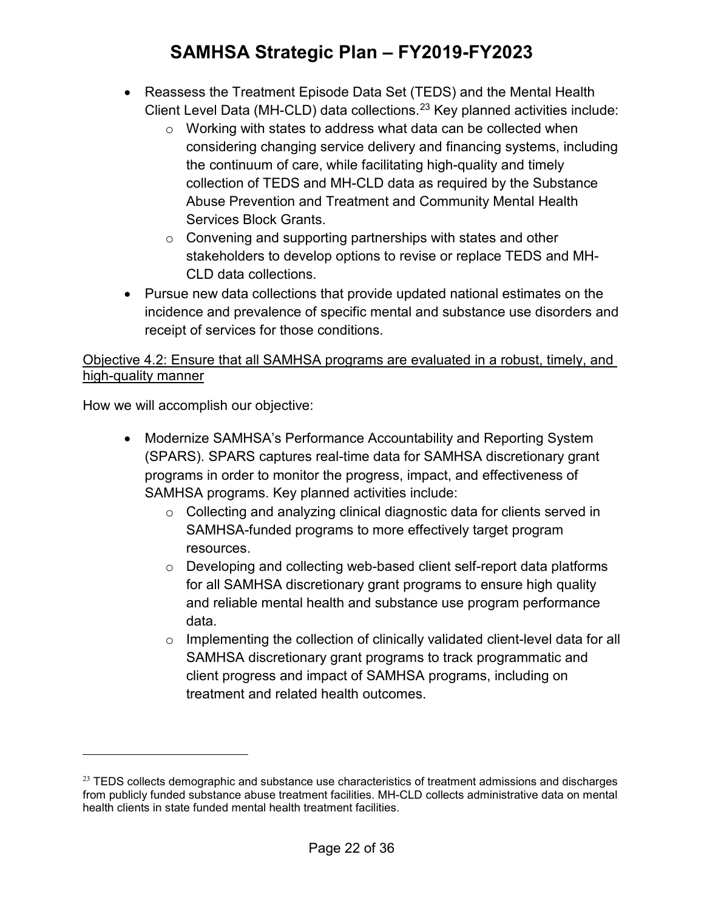- Reassess the Treatment Episode Data Set (TEDS) and the Mental Health Client Level Data (MH-CLD) data collections.[23] Key planned activities include:
    - Working with states to address what data can be collected when considering changing service delivery and financing systems, including the continuum of care, while facilitating high-quality and timely collection of TEDS and MH-CLD data as required by the Substance Abuse Prevention and Treatment and Community Mental Health Services Block Grants.
    - Convening and supporting partnerships with states and other stakeholders to develop options to revise or replace TEDS and MH-CLD data collections.
- Pursue new data collections that provide updated national estimates on the incidence and prevalence of specific mental and substance use disorders and receipt of services for those conditions.

<u>Objective 4.2: Ensure that all SAMHSA programs are evaluated in a robust, timely, and high-quality manner</u>

How we will accomplish our objective:

- Modernize SAMHSA's Performance Accountability and Reporting System (SPARS). SPARS captures real-time data for SAMHSA discretionary grant programs in order to monitor the progress, impact, and effectiveness of SAMHSA programs. Key planned activities include:
    - Collecting and analyzing clinical diagnostic data for clients served in SAMHSA-funded programs to more effectively target program resources.
    - Developing and collecting web-based client self-report data platforms for all SAMHSA discretionary grant programs to ensure high quality and reliable mental health and substance use program performance data.
    - Implementing the collection of clinically validated client-level data for all SAMHSA discretionary grant programs to track programmatic and client progress and impact of SAMHSA programs, including on treatment and related health outcomes.

---

[23] TEDS collects demographic and substance use characteristics of treatment admissions and discharges from publicly funded substance abuse treatment facilities. MH-CLD collects administrative data on mental health clients in state funded mental health treatment facilities.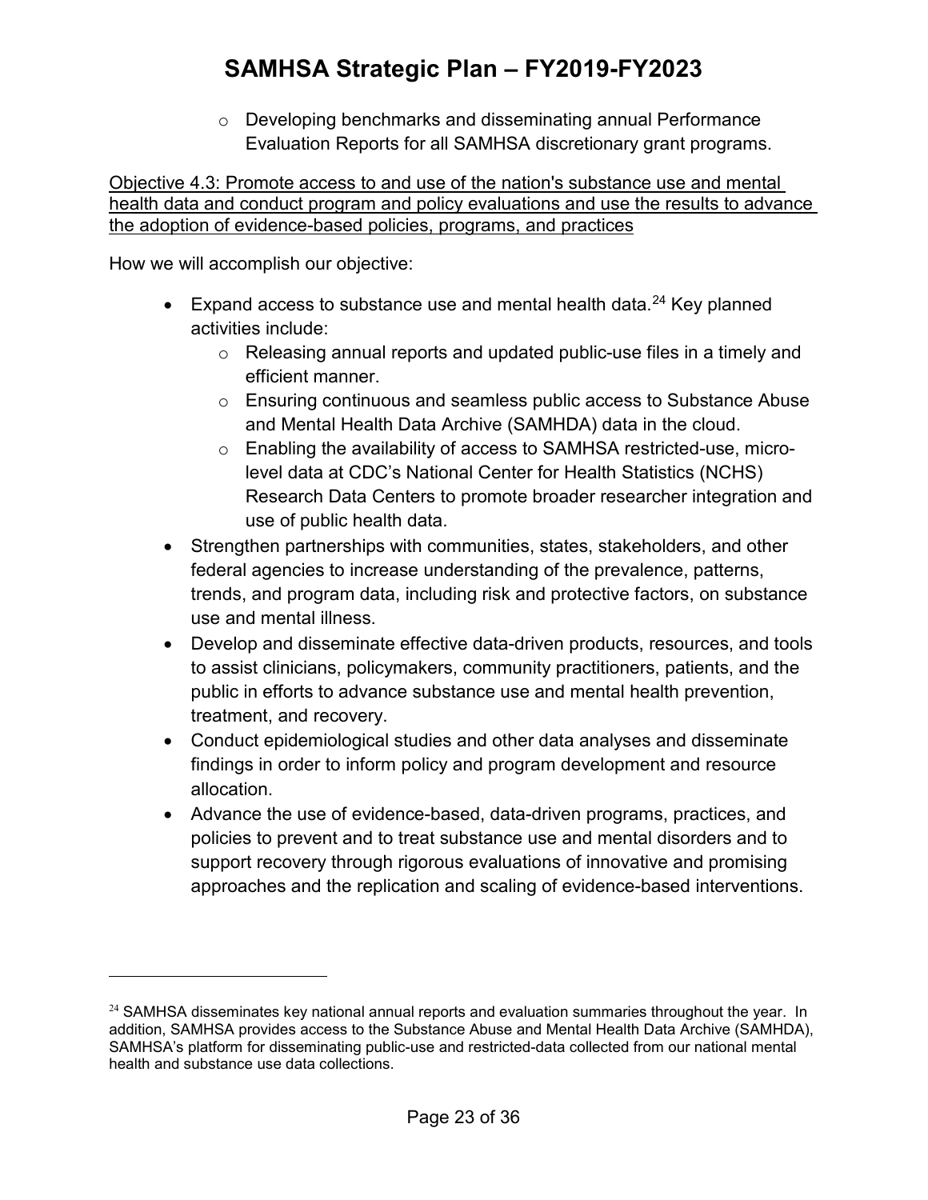- Developing benchmarks and disseminating annual Performance Evaluation Reports for all SAMHSA discretionary grant programs.

Objective 4.3: Promote access to and use of the nation's substance use and mental health data and conduct program and policy evaluations and use the results to advance the adoption of evidence-based policies, programs, and practices

How we will accomplish our objective:

- Expand access to substance use and mental health data.[24] Key planned activities include:
  - Releasing annual reports and updated public-use files in a timely and efficient manner.
  - Ensuring continuous and seamless public access to Substance Abuse and Mental Health Data Archive (SAMHDA) data in the cloud.
  - Enabling the availability of access to SAMHSA restricted-use, micro-level data at CDC's National Center for Health Statistics (NCHS) Research Data Centers to promote broader researcher integration and use of public health data.
- Strengthen partnerships with communities, states, stakeholders, and other federal agencies to increase understanding of the prevalence, patterns, trends, and program data, including risk and protective factors, on substance use and mental illness.
- Develop and disseminate effective data-driven products, resources, and tools to assist clinicians, policymakers, community practitioners, patients, and the public in efforts to advance substance use and mental health prevention, treatment, and recovery.
- Conduct epidemiological studies and other data analyses and disseminate findings in order to inform policy and program development and resource allocation.
- Advance the use of evidence-based, data-driven programs, practices, and policies to prevent and to treat substance use and mental disorders and to support recovery through rigorous evaluations of innovative and promising approaches and the replication and scaling of evidence-based interventions.

---

[24] SAMHSA disseminates key national annual reports and evaluation summaries throughout the year. In addition, SAMHSA provides access to the Substance Abuse and Mental Health Data Archive (SAMHDA), SAMHSA's platform for disseminating public-use and restricted-data collected from our national mental health and substance use data collections.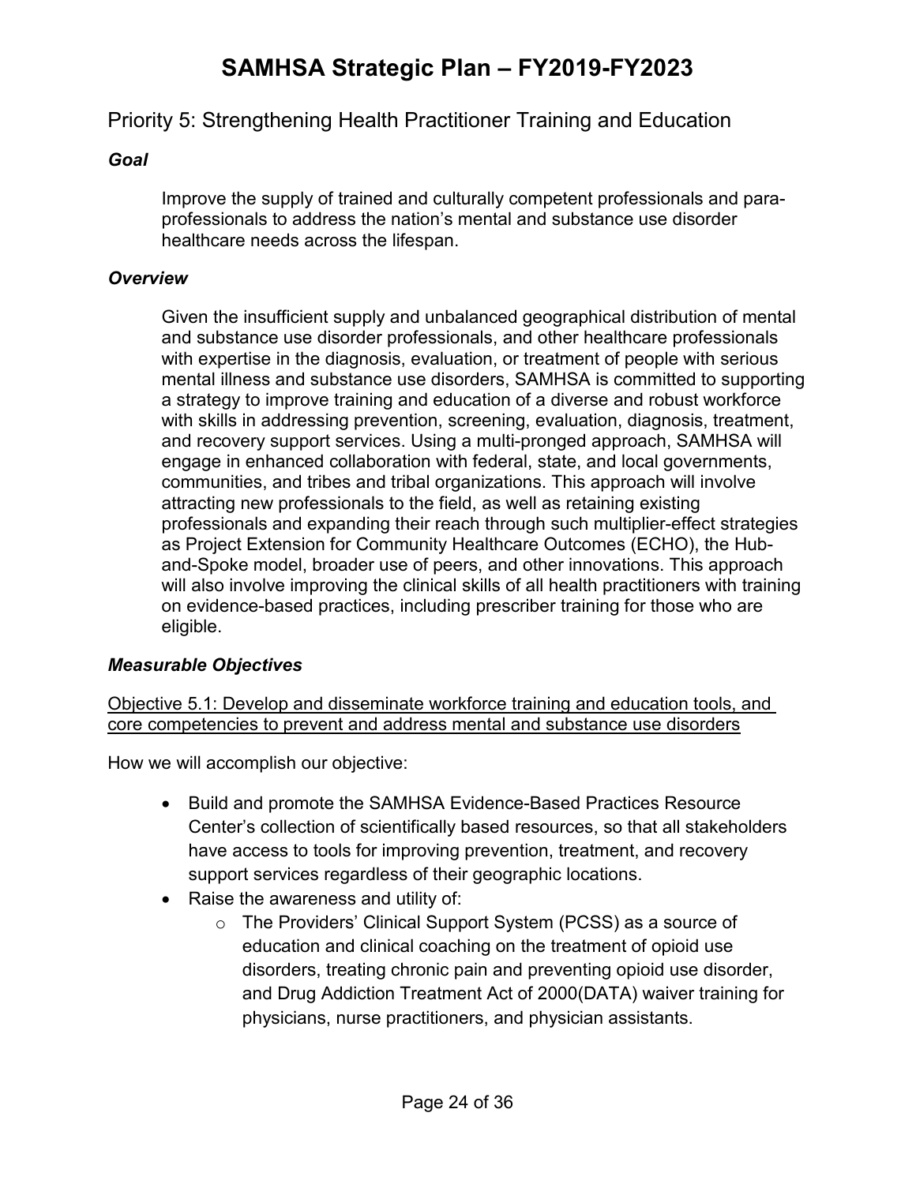## Priority 5: Strengthening Health Practitioner Training and Education

### *Goal*

Improve the supply of trained and culturally competent professionals and para-professionals to address the nation's mental and substance use disorder healthcare needs across the lifespan.

### *Overview*

Given the insufficient supply and unbalanced geographical distribution of mental and substance use disorder professionals, and other healthcare professionals with expertise in the diagnosis, evaluation, or treatment of people with serious mental illness and substance use disorders, SAMHSA is committed to supporting a strategy to improve training and education of a diverse and robust workforce with skills in addressing prevention, screening, evaluation, diagnosis, treatment, and recovery support services. Using a multi-pronged approach, SAMHSA will engage in enhanced collaboration with federal, state, and local governments, communities, and tribes and tribal organizations. This approach will involve attracting new professionals to the field, as well as retaining existing professionals and expanding their reach through such multiplier-effect strategies as Project Extension for Community Healthcare Outcomes (ECHO), the Hub-and-Spoke model, broader use of peers, and other innovations. This approach will also involve improving the clinical skills of all health practitioners with training on evidence-based practices, including prescriber training for those who are eligible.

### *Measurable Objectives*

<u>Objective 5.1: Develop and disseminate workforce training and education tools, and core competencies to prevent and address mental and substance use disorders</u>

How we will accomplish our objective:

- Build and promote the SAMHSA Evidence-Based Practices Resource Center's collection of scientifically based resources, so that all stakeholders have access to tools for improving prevention, treatment, and recovery support services regardless of their geographic locations.
- Raise the awareness and utility of:
  - The Providers' Clinical Support System (PCSS) as a source of education and clinical coaching on the treatment of opioid use disorders, treating chronic pain and preventing opioid use disorder, and Drug Addiction Treatment Act of 2000(DATA) waiver training for physicians, nurse practitioners, and physician assistants.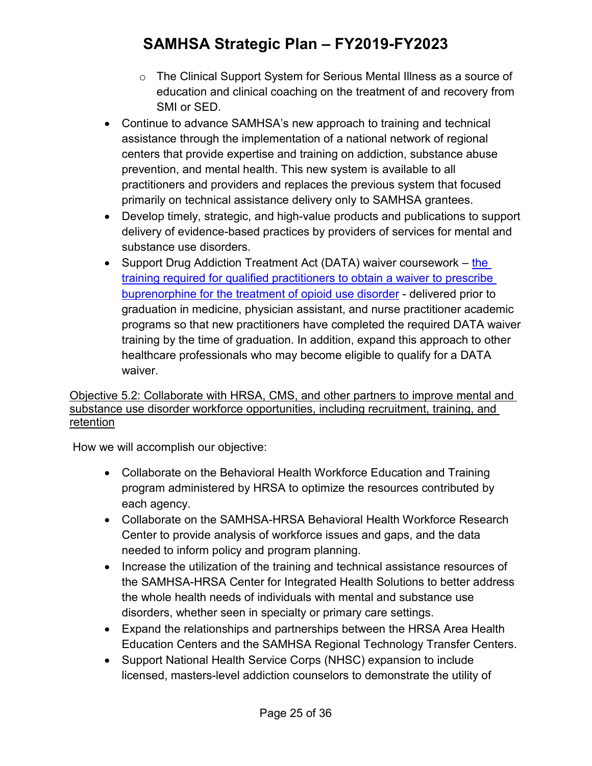- The Clinical Support System for Serious Mental Illness as a source of education and clinical coaching on the treatment of and recovery from SMI or SED.
- Continue to advance SAMHSA's new approach to training and technical assistance through the implementation of a national network of regional centers that provide expertise and training on addiction, substance abuse prevention, and mental health. This new system is available to all practitioners and providers and replaces the previous system that focused primarily on technical assistance delivery only to SAMHSA grantees.
- Develop timely, strategic, and high-value products and publications to support delivery of evidence-based practices by providers of services for mental and substance use disorders.
- Support Drug Addiction Treatment Act (DATA) waiver coursework – the training required for qualified practitioners to obtain a waiver to prescribe buprenorphine for the treatment of opioid use disorder - delivered prior to graduation in medicine, physician assistant, and nurse practitioner academic programs so that new practitioners have completed the required DATA waiver training by the time of graduation. In addition, expand this approach to other healthcare professionals who may become eligible to qualify for a DATA waiver.

Objective 5.2: Collaborate with HRSA, CMS, and other partners to improve mental and substance use disorder workforce opportunities, including recruitment, training, and retention

How we will accomplish our objective:

- Collaborate on the Behavioral Health Workforce Education and Training program administered by HRSA to optimize the resources contributed by each agency.
- Collaborate on the SAMHSA-HRSA Behavioral Health Workforce Research Center to provide analysis of workforce issues and gaps, and the data needed to inform policy and program planning.
- Increase the utilization of the training and technical assistance resources of the SAMHSA-HRSA Center for Integrated Health Solutions to better address the whole health needs of individuals with mental and substance use disorders, whether seen in specialty or primary care settings.
- Expand the relationships and partnerships between the HRSA Area Health Education Centers and the SAMHSA Regional Technology Transfer Centers.
- Support National Health Service Corps (NHSC) expansion to include licensed, masters-level addiction counselors to demonstrate the utility of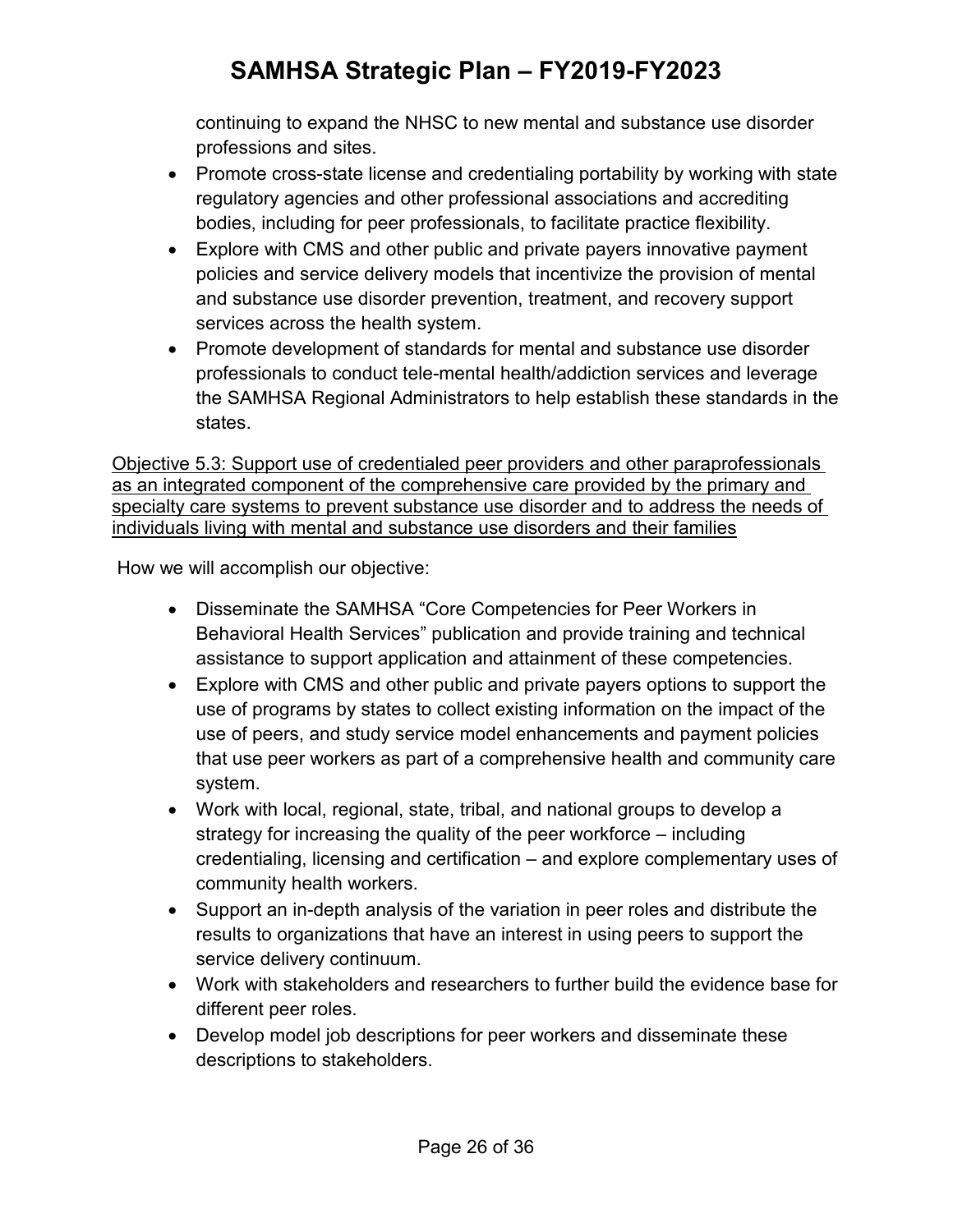continuing to expand the NHSC to new mental and substance use disorder professions and sites.

- Promote cross-state license and credentialing portability by working with state regulatory agencies and other professional associations and accrediting bodies, including for peer professionals, to facilitate practice flexibility.
- Explore with CMS and other public and private payers innovative payment policies and service delivery models that incentivize the provision of mental and substance use disorder prevention, treatment, and recovery support services across the health system.
- Promote development of standards for mental and substance use disorder professionals to conduct tele-mental health/addiction services and leverage the SAMHSA Regional Administrators to help establish these standards in the states.

<u>Objective 5.3: Support use of credentialed peer providers and other paraprofessionals as an integrated component of the comprehensive care provided by the primary and specialty care systems to prevent substance use disorder and to address the needs of individuals living with mental and substance use disorders and their families</u>

How we will accomplish our objective:

- Disseminate the SAMHSA "Core Competencies for Peer Workers in Behavioral Health Services" publication and provide training and technical assistance to support application and attainment of these competencies.
- Explore with CMS and other public and private payers options to support the use of programs by states to collect existing information on the impact of the use of peers, and study service model enhancements and payment policies that use peer workers as part of a comprehensive health and community care system.
- Work with local, regional, state, tribal, and national groups to develop a strategy for increasing the quality of the peer workforce – including credentialing, licensing and certification – and explore complementary uses of community health workers.
- Support an in-depth analysis of the variation in peer roles and distribute the results to organizations that have an interest in using peers to support the service delivery continuum.
- Work with stakeholders and researchers to further build the evidence base for different peer roles.
- Develop model job descriptions for peer workers and disseminate these descriptions to stakeholders.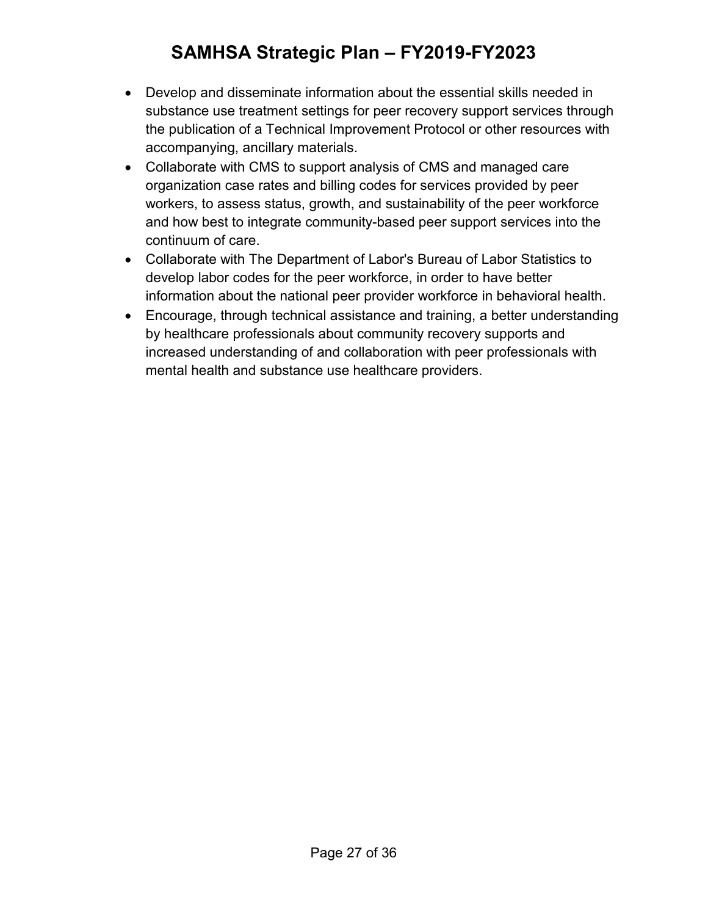- Develop and disseminate information about the essential skills needed in substance use treatment settings for peer recovery support services through the publication of a Technical Improvement Protocol or other resources with accompanying, ancillary materials.
- Collaborate with CMS to support analysis of CMS and managed care organization case rates and billing codes for services provided by peer workers, to assess status, growth, and sustainability of the peer workforce and how best to integrate community-based peer support services into the continuum of care.
- Collaborate with The Department of Labor's Bureau of Labor Statistics to develop labor codes for the peer workforce, in order to have better information about the national peer provider workforce in behavioral health.
- Encourage, through technical assistance and training, a better understanding by healthcare professionals about community recovery supports and increased understanding of and collaboration with peer professionals with mental health and substance use healthcare providers.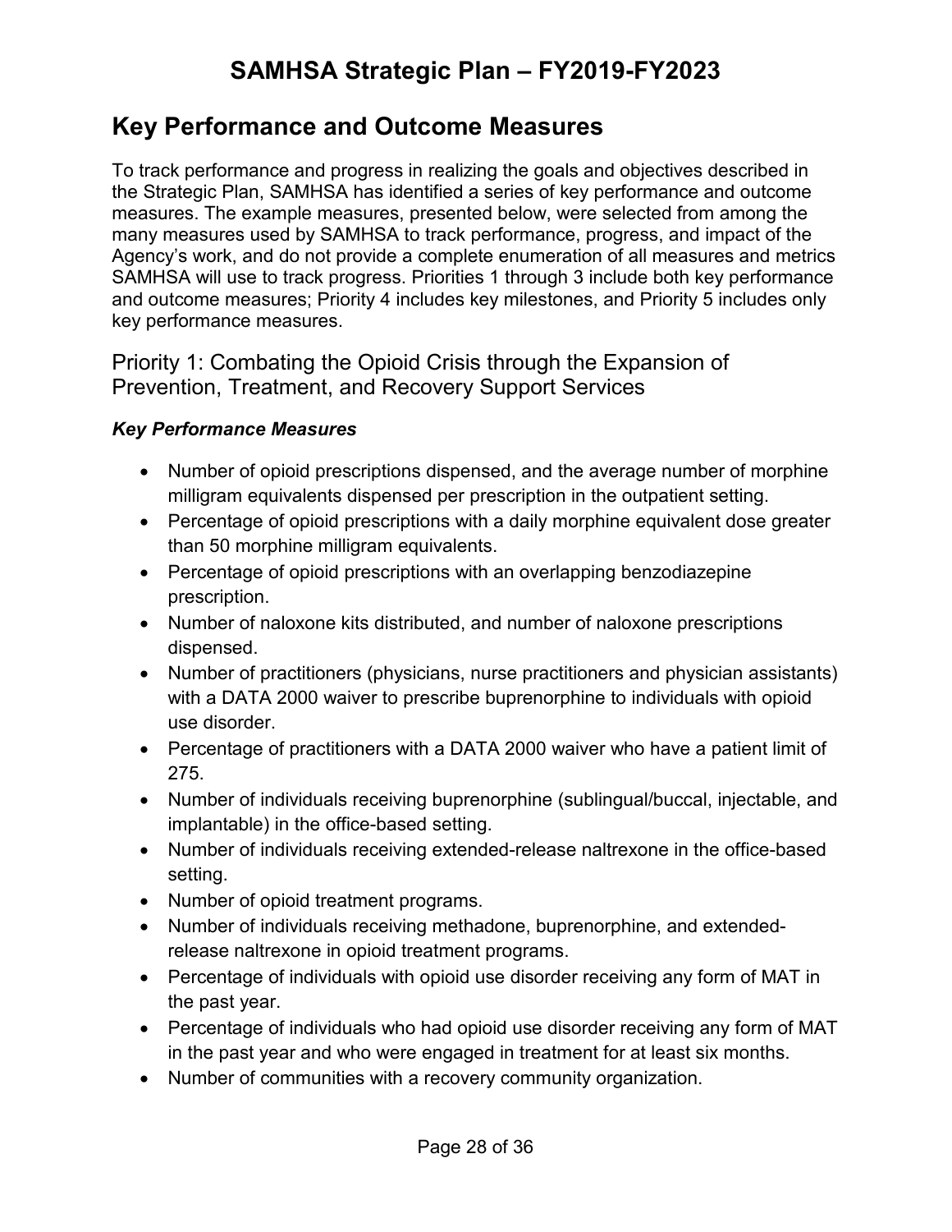## Key Performance and Outcome Measures

To track performance and progress in realizing the goals and objectives described in the Strategic Plan, SAMHSA has identified a series of key performance and outcome measures. The example measures, presented below, were selected from among the many measures used by SAMHSA to track performance, progress, and impact of the Agency's work, and do not provide a complete enumeration of all measures and metrics SAMHSA will use to track progress. Priorities 1 through 3 include both key performance and outcome measures; Priority 4 includes key milestones, and Priority 5 includes only key performance measures.

### Priority 1: Combating the Opioid Crisis through the Expansion of Prevention, Treatment, and Recovery Support Services

#### *Key Performance Measures*

- Number of opioid prescriptions dispensed, and the average number of morphine milligram equivalents dispensed per prescription in the outpatient setting.
- Percentage of opioid prescriptions with a daily morphine equivalent dose greater than 50 morphine milligram equivalents.
- Percentage of opioid prescriptions with an overlapping benzodiazepine prescription.
- Number of naloxone kits distributed, and number of naloxone prescriptions dispensed.
- Number of practitioners (physicians, nurse practitioners and physician assistants) with a DATA 2000 waiver to prescribe buprenorphine to individuals with opioid use disorder.
- Percentage of practitioners with a DATA 2000 waiver who have a patient limit of 275.
- Number of individuals receiving buprenorphine (sublingual/buccal, injectable, and implantable) in the office-based setting.
- Number of individuals receiving extended-release naltrexone in the office-based setting.
- Number of opioid treatment programs.
- Number of individuals receiving methadone, buprenorphine, and extended-release naltrexone in opioid treatment programs.
- Percentage of individuals with opioid use disorder receiving any form of MAT in the past year.
- Percentage of individuals who had opioid use disorder receiving any form of MAT in the past year and who were engaged in treatment for at least six months.
- Number of communities with a recovery community organization.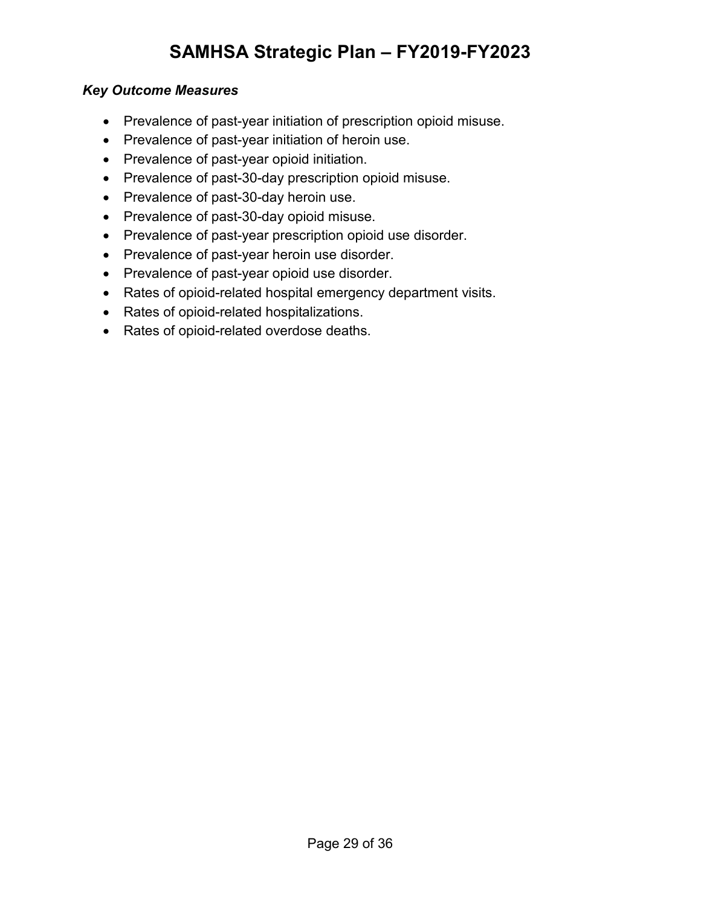***Key Outcome Measures***

- Prevalence of past-year initiation of prescription opioid misuse.
- Prevalence of past-year initiation of heroin use.
- Prevalence of past-year opioid initiation.
- Prevalence of past-30-day prescription opioid misuse.
- Prevalence of past-30-day heroin use.
- Prevalence of past-30-day opioid misuse.
- Prevalence of past-year prescription opioid use disorder.
- Prevalence of past-year heroin use disorder.
- Prevalence of past-year opioid use disorder.
- Rates of opioid-related hospital emergency department visits.
- Rates of opioid-related hospitalizations.
- Rates of opioid-related overdose deaths.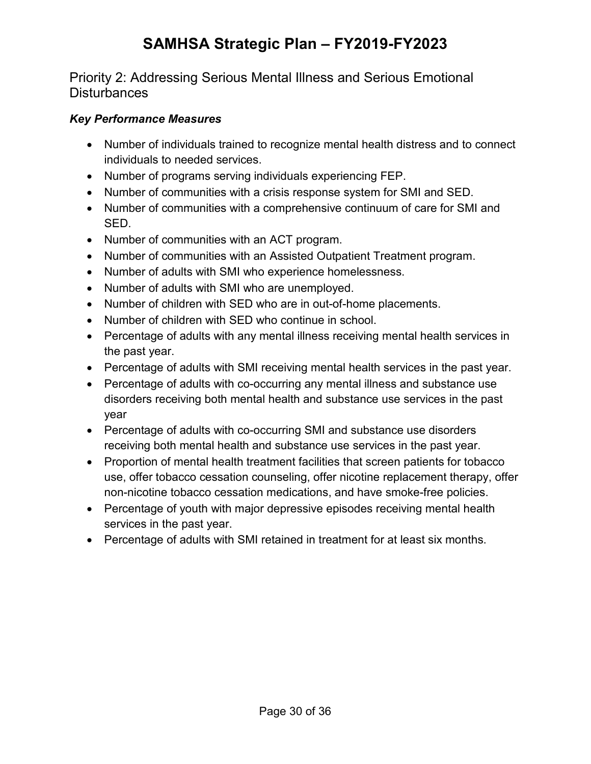## Priority 2: Addressing Serious Mental Illness and Serious Emotional Disturbances

***Key Performance Measures***

- Number of individuals trained to recognize mental health distress and to connect individuals to needed services.
- Number of programs serving individuals experiencing FEP.
- Number of communities with a crisis response system for SMI and SED.
- Number of communities with a comprehensive continuum of care for SMI and SED.
- Number of communities with an ACT program.
- Number of communities with an Assisted Outpatient Treatment program.
- Number of adults with SMI who experience homelessness.
- Number of adults with SMI who are unemployed.
- Number of children with SED who are in out-of-home placements.
- Number of children with SED who continue in school.
- Percentage of adults with any mental illness receiving mental health services in the past year.
- Percentage of adults with SMI receiving mental health services in the past year.
- Percentage of adults with co-occurring any mental illness and substance use disorders receiving both mental health and substance use services in the past year
- Percentage of adults with co-occurring SMI and substance use disorders receiving both mental health and substance use services in the past year.
- Proportion of mental health treatment facilities that screen patients for tobacco use, offer tobacco cessation counseling, offer nicotine replacement therapy, offer non-nicotine tobacco cessation medications, and have smoke-free policies.
- Percentage of youth with major depressive episodes receiving mental health services in the past year.
- Percentage of adults with SMI retained in treatment for at least six months.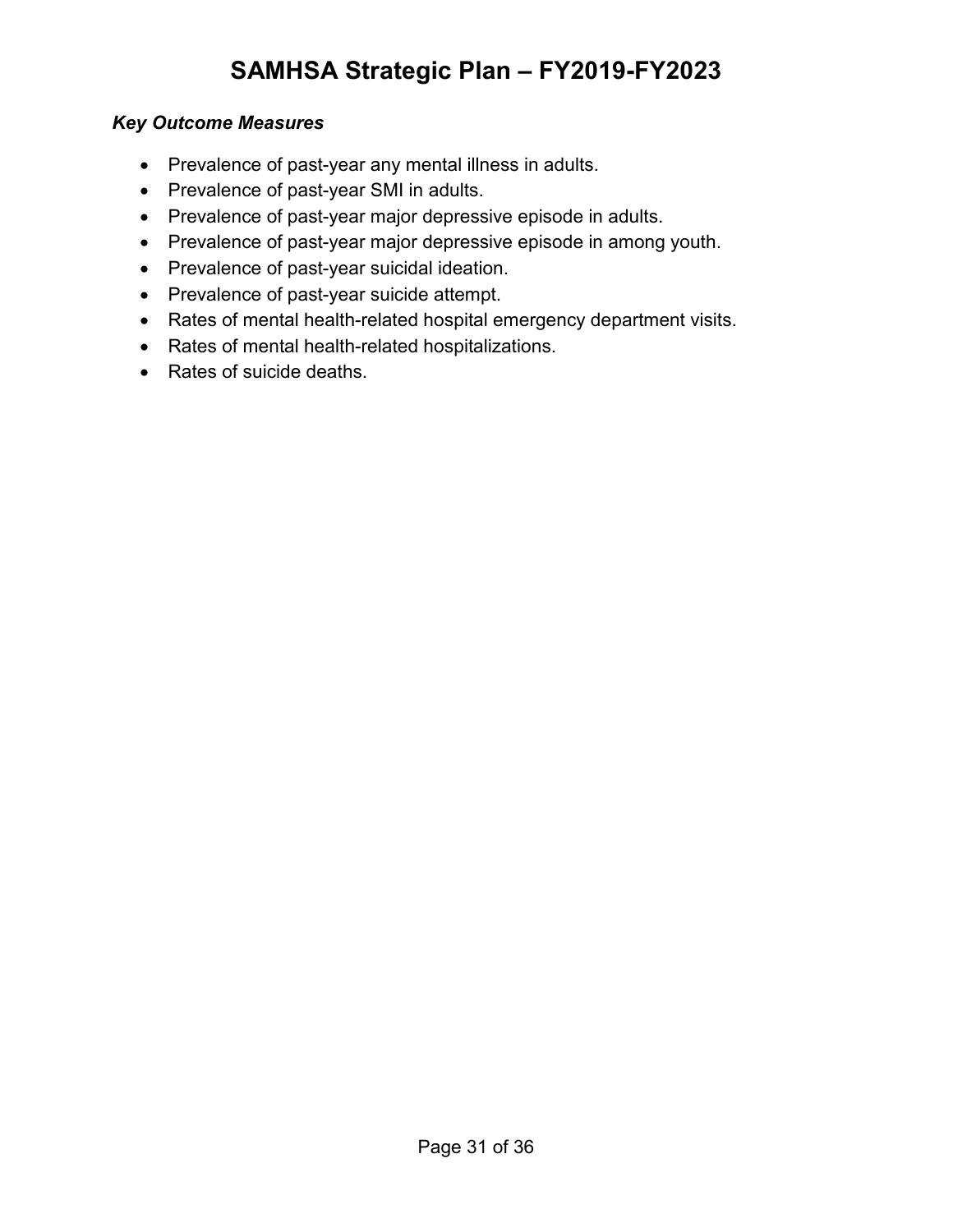***Key Outcome Measures***

- Prevalence of past-year any mental illness in adults.
- Prevalence of past-year SMI in adults.
- Prevalence of past-year major depressive episode in adults.
- Prevalence of past-year major depressive episode in among youth.
- Prevalence of past-year suicidal ideation.
- Prevalence of past-year suicide attempt.
- Rates of mental health-related hospital emergency department visits.
- Rates of mental health-related hospitalizations.
- Rates of suicide deaths.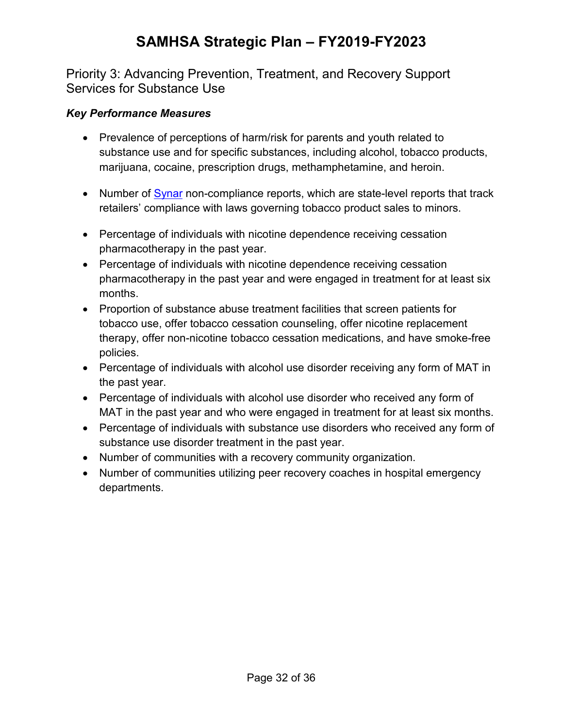## Priority 3: Advancing Prevention, Treatment, and Recovery Support Services for Substance Use

### *Key Performance Measures*

- Prevalence of perceptions of harm/risk for parents and youth related to substance use and for specific substances, including alcohol, tobacco products, marijuana, cocaine, prescription drugs, methamphetamine, and heroin.
- Number of Synar non-compliance reports, which are state-level reports that track retailers' compliance with laws governing tobacco product sales to minors.
- Percentage of individuals with nicotine dependence receiving cessation pharmacotherapy in the past year.
- Percentage of individuals with nicotine dependence receiving cessation pharmacotherapy in the past year and were engaged in treatment for at least six months.
- Proportion of substance abuse treatment facilities that screen patients for tobacco use, offer tobacco cessation counseling, offer nicotine replacement therapy, offer non-nicotine tobacco cessation medications, and have smoke-free policies.
- Percentage of individuals with alcohol use disorder receiving any form of MAT in the past year.
- Percentage of individuals with alcohol use disorder who received any form of MAT in the past year and who were engaged in treatment for at least six months.
- Percentage of individuals with substance use disorders who received any form of substance use disorder treatment in the past year.
- Number of communities with a recovery community organization.
- Number of communities utilizing peer recovery coaches in hospital emergency departments.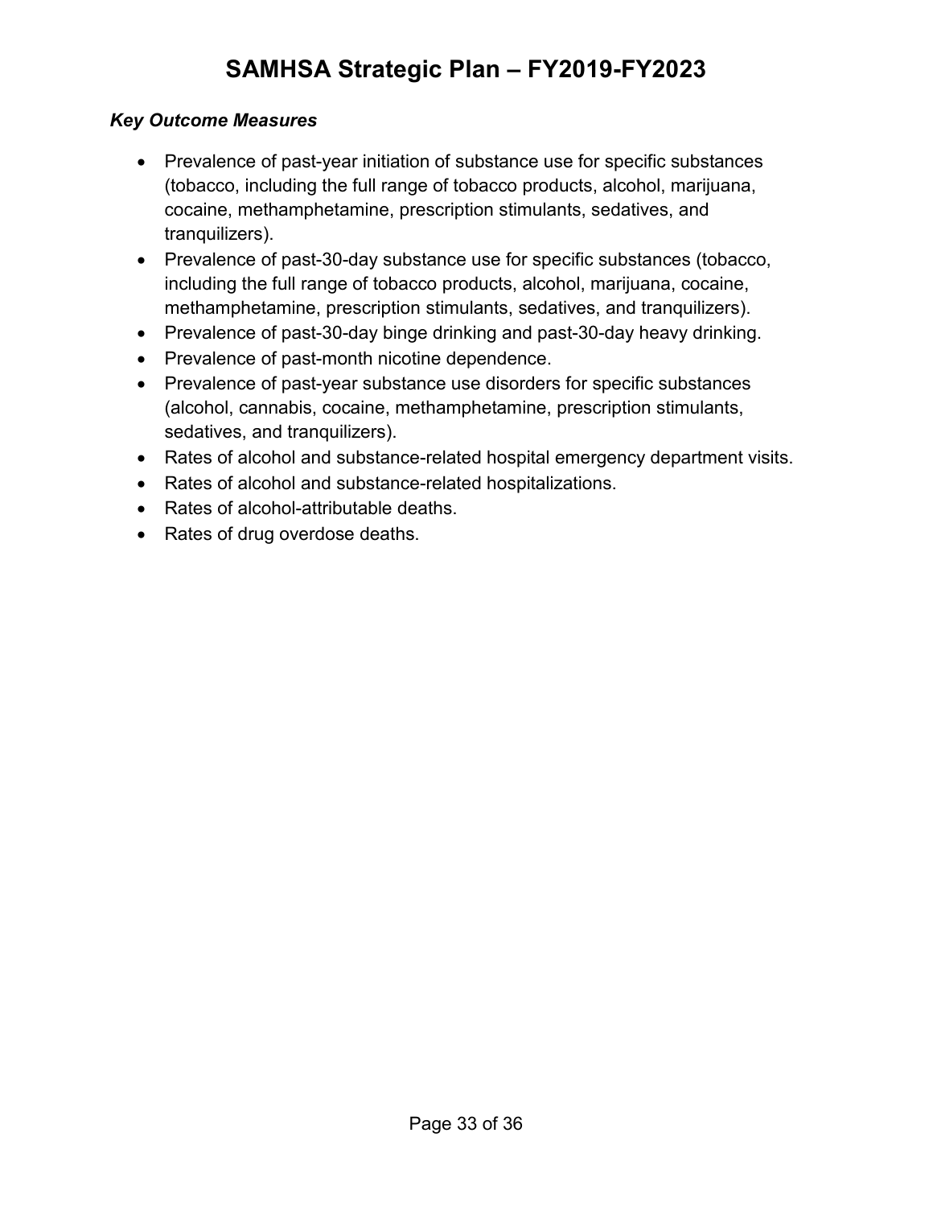### *Key Outcome Measures*

- Prevalence of past-year initiation of substance use for specific substances (tobacco, including the full range of tobacco products, alcohol, marijuana, cocaine, methamphetamine, prescription stimulants, sedatives, and tranquilizers).
- Prevalence of past-30-day substance use for specific substances (tobacco, including the full range of tobacco products, alcohol, marijuana, cocaine, methamphetamine, prescription stimulants, sedatives, and tranquilizers).
- Prevalence of past-30-day binge drinking and past-30-day heavy drinking.
- Prevalence of past-month nicotine dependence.
- Prevalence of past-year substance use disorders for specific substances (alcohol, cannabis, cocaine, methamphetamine, prescription stimulants, sedatives, and tranquilizers).
- Rates of alcohol and substance-related hospital emergency department visits.
- Rates of alcohol and substance-related hospitalizations.
- Rates of alcohol-attributable deaths.
- Rates of drug overdose deaths.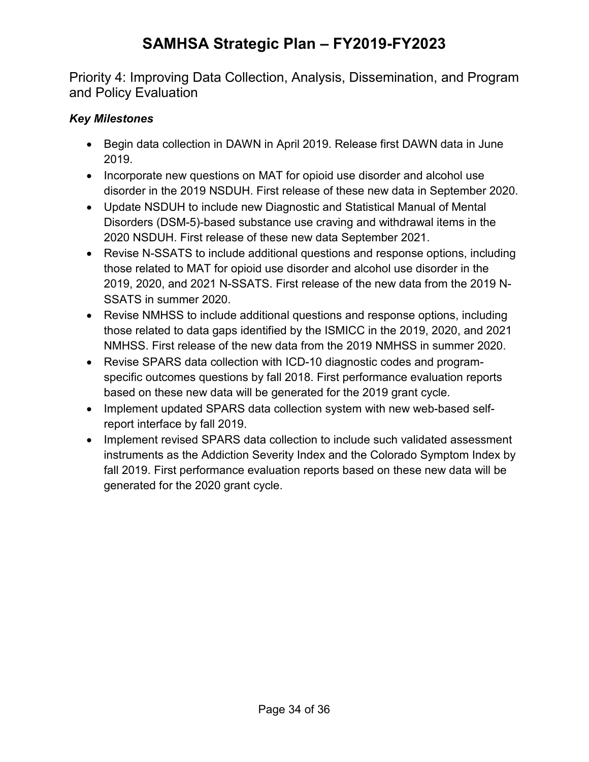## Priority 4: Improving Data Collection, Analysis, Dissemination, and Program and Policy Evaluation

### *Key Milestones*

- Begin data collection in DAWN in April 2019. Release first DAWN data in June 2019.
- Incorporate new questions on MAT for opioid use disorder and alcohol use disorder in the 2019 NSDUH. First release of these new data in September 2020.
- Update NSDUH to include new Diagnostic and Statistical Manual of Mental Disorders (DSM-5)-based substance use craving and withdrawal items in the 2020 NSDUH. First release of these new data September 2021.
- Revise N-SSATS to include additional questions and response options, including those related to MAT for opioid use disorder and alcohol use disorder in the 2019, 2020, and 2021 N-SSATS. First release of the new data from the 2019 N-SSATS in summer 2020.
- Revise NMHSS to include additional questions and response options, including those related to data gaps identified by the ISMICC in the 2019, 2020, and 2021 NMHSS. First release of the new data from the 2019 NMHSS in summer 2020.
- Revise SPARS data collection with ICD-10 diagnostic codes and program-specific outcomes questions by fall 2018. First performance evaluation reports based on these new data will be generated for the 2019 grant cycle.
- Implement updated SPARS data collection system with new web-based self-report interface by fall 2019.
- Implement revised SPARS data collection to include such validated assessment instruments as the Addiction Severity Index and the Colorado Symptom Index by fall 2019. First performance evaluation reports based on these new data will be generated for the 2020 grant cycle.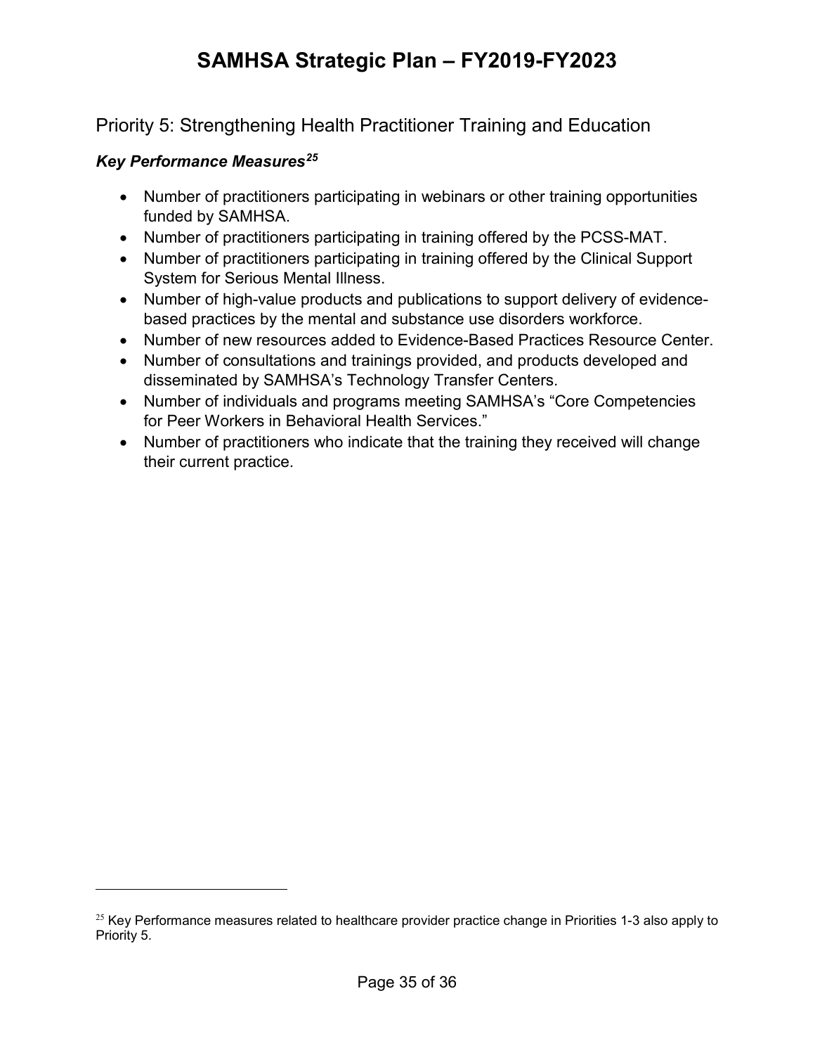## Priority 5: Strengthening Health Practitioner Training and Education

### *Key Performance Measures*[25]

- Number of practitioners participating in webinars or other training opportunities funded by SAMHSA.
- Number of practitioners participating in training offered by the PCSS-MAT.
- Number of practitioners participating in training offered by the Clinical Support System for Serious Mental Illness.
- Number of high-value products and publications to support delivery of evidence-based practices by the mental and substance use disorders workforce.
- Number of new resources added to Evidence-Based Practices Resource Center.
- Number of consultations and trainings provided, and products developed and disseminated by SAMHSA's Technology Transfer Centers.
- Number of individuals and programs meeting SAMHSA's "Core Competencies for Peer Workers in Behavioral Health Services."
- Number of practitioners who indicate that the training they received will change their current practice.

[25] Key Performance measures related to healthcare provider practice change in Priorities 1-3 also apply to Priority 5.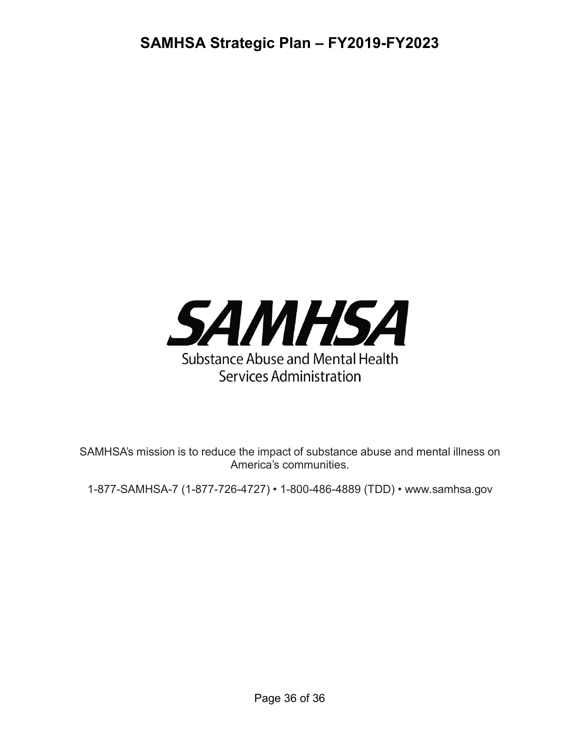SAMHSA

Substance Abuse and Mental Health Services Administration

SAMHSA's mission is to reduce the impact of substance abuse and mental illness on America's communities.

1-877-SAMHSA-7 (1-877-726-4727) • 1-800-486-4889 (TDD) • www.samhsa.gov